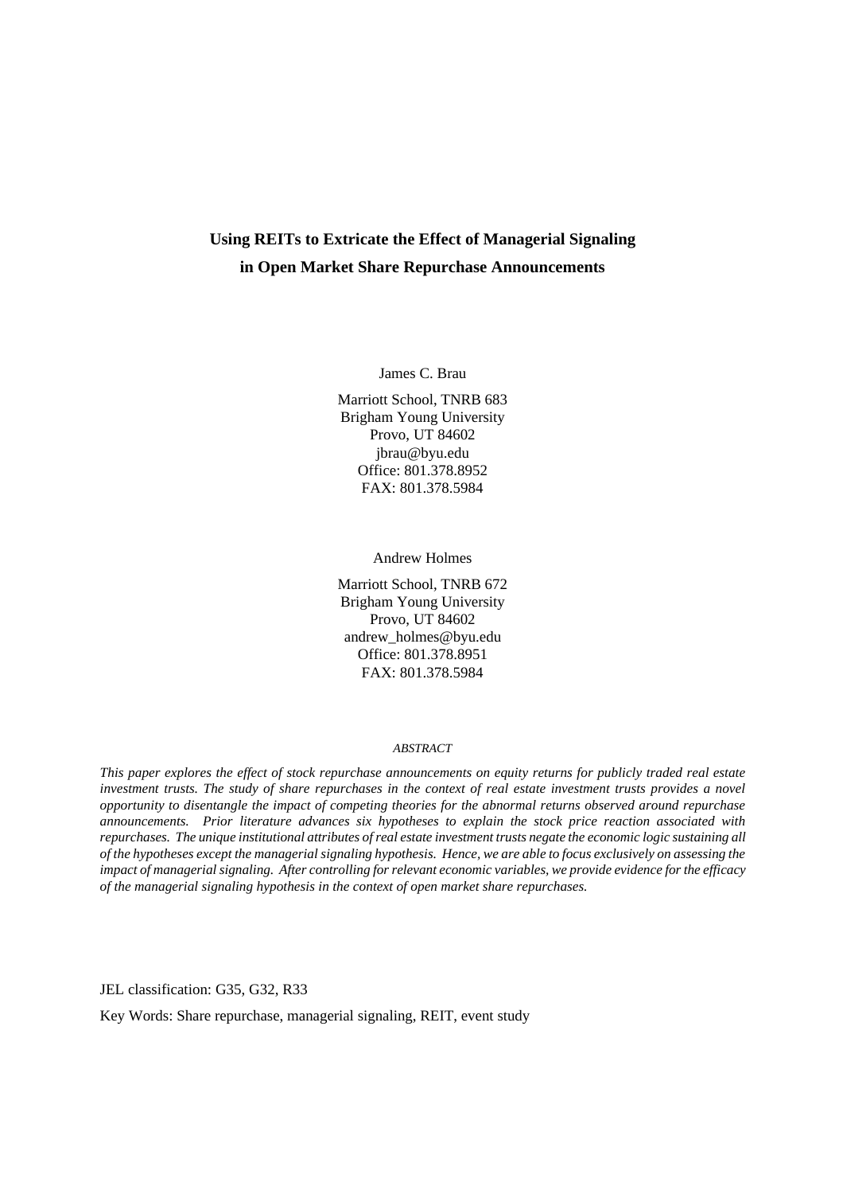# Using REITs to Extricate the Effect of Managerial Signaling in Open Market Share Repurchase Announcements

James C. Brau

Marriott School, TNRB 683
Brigham Young University
Provo, UT 84602
jbrau@byu.edu
Office: 801.378.8952
FAX: 801.378.5984

Andrew Holmes

Marriott School, TNRB 672
Brigham Young University
Provo, UT 84602
andrew_holmes@byu.edu
Office: 801.378.8951
FAX: 801.378.5984

*ABSTRACT*

*This paper explores the effect of stock repurchase announcements on equity returns for publicly traded real estate investment trusts. The study of share repurchases in the context of real estate investment trusts provides a novel opportunity to disentangle the impact of competing theories for the abnormal returns observed around repurchase announcements. Prior literature advances six hypotheses to explain the stock price reaction associated with repurchases. The unique institutional attributes of real estate investment trusts negate the economic logic sustaining all of the hypotheses except the managerial signaling hypothesis. Hence, we are able to focus exclusively on assessing the impact of managerial signaling. After controlling for relevant economic variables, we provide evidence for the efficacy of the managerial signaling hypothesis in the context of open market share repurchases.*

JEL classification: G35, G32, R33

Key Words: Share repurchase, managerial signaling, REIT, event study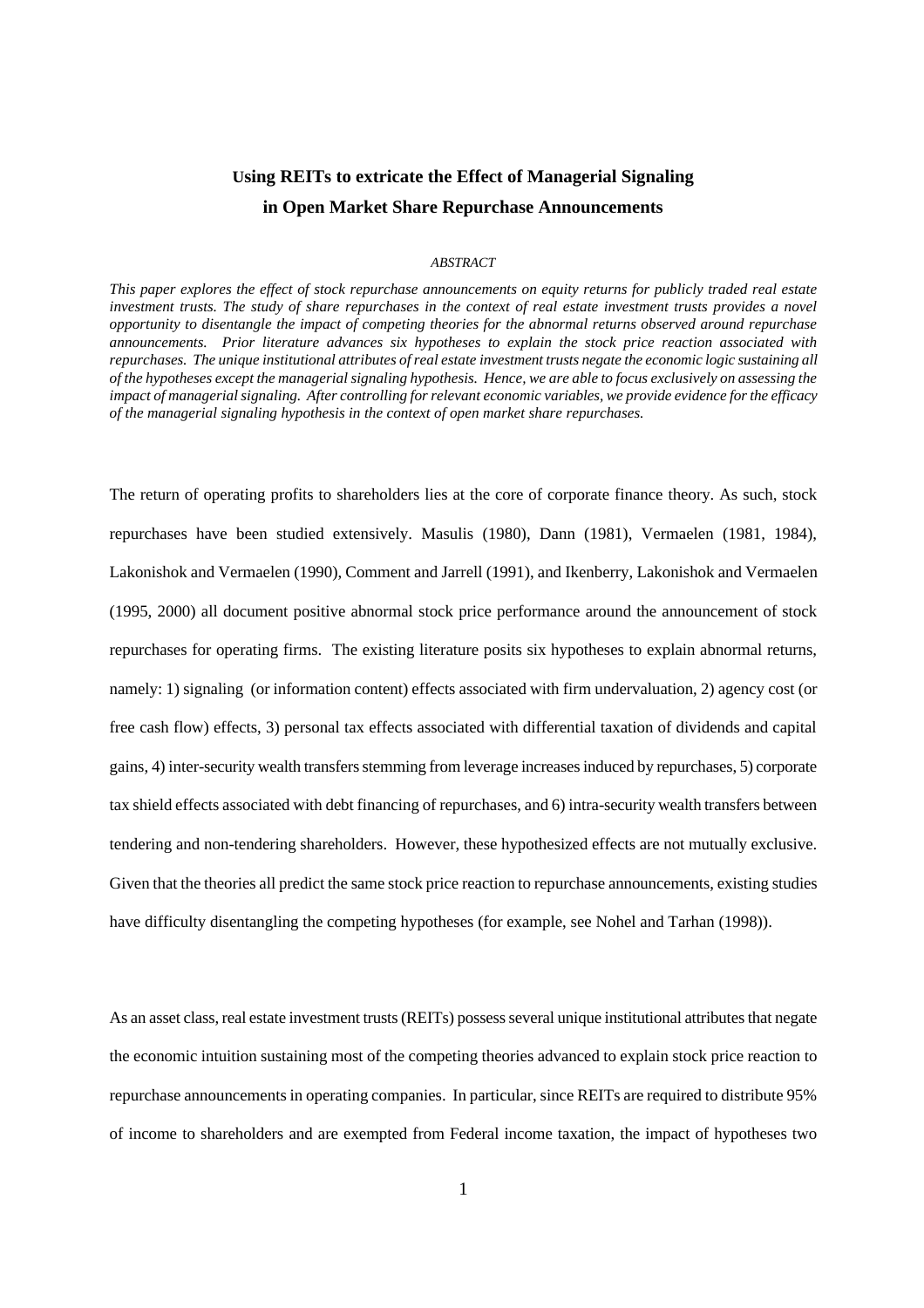# Using REITs to extricate the Effect of Managerial Signaling in Open Market Share Repurchase Announcements

*ABSTRACT*

*This paper explores the effect of stock repurchase announcements on equity returns for publicly traded real estate investment trusts. The study of share repurchases in the context of real estate investment trusts provides a novel opportunity to disentangle the impact of competing theories for the abnormal returns observed around repurchase announcements. Prior literature advances six hypotheses to explain the stock price reaction associated with repurchases. The unique institutional attributes of real estate investment trusts negate the economic logic sustaining all of the hypotheses except the managerial signaling hypothesis. Hence, we are able to focus exclusively on assessing the impact of managerial signaling. After controlling for relevant economic variables, we provide evidence for the efficacy of the managerial signaling hypothesis in the context of open market share repurchases.*

The return of operating profits to shareholders lies at the core of corporate finance theory. As such, stock repurchases have been studied extensively. Masulis (1980), Dann (1981), Vermaelen (1981, 1984), Lakonishok and Vermaelen (1990), Comment and Jarrell (1991), and Ikenberry, Lakonishok and Vermaelen (1995, 2000) all document positive abnormal stock price performance around the announcement of stock repurchases for operating firms. The existing literature posits six hypotheses to explain abnormal returns, namely: 1) signaling (or information content) effects associated with firm undervaluation, 2) agency cost (or free cash flow) effects, 3) personal tax effects associated with differential taxation of dividends and capital gains, 4) inter-security wealth transfers stemming from leverage increases induced by repurchases, 5) corporate tax shield effects associated with debt financing of repurchases, and 6) intra-security wealth transfers between tendering and non-tendering shareholders. However, these hypothesized effects are not mutually exclusive. Given that the theories all predict the same stock price reaction to repurchase announcements, existing studies have difficulty disentangling the competing hypotheses (for example, see Nohel and Tarhan (1998)).

As an asset class, real estate investment trusts (REITs) possess several unique institutional attributes that negate the economic intuition sustaining most of the competing theories advanced to explain stock price reaction to repurchase announcements in operating companies. In particular, since REITs are required to distribute 95% of income to shareholders and are exempted from Federal income taxation, the impact of hypotheses two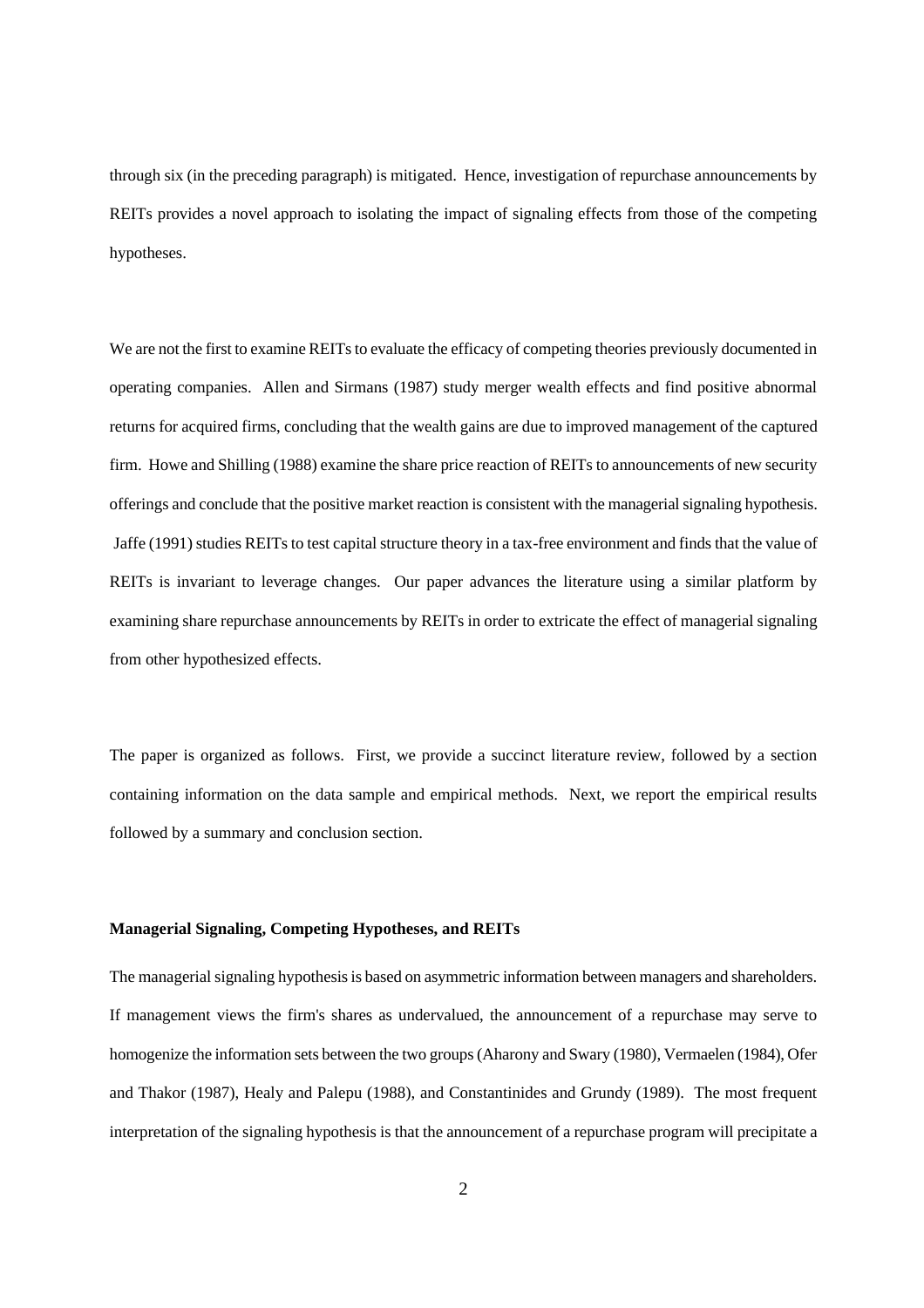through six (in the preceding paragraph) is mitigated. Hence, investigation of repurchase announcements by REITs provides a novel approach to isolating the impact of signaling effects from those of the competing hypotheses.

We are not the first to examine REITs to evaluate the efficacy of competing theories previously documented in operating companies. Allen and Sirmans (1987) study merger wealth effects and find positive abnormal returns for acquired firms, concluding that the wealth gains are due to improved management of the captured firm. Howe and Shilling (1988) examine the share price reaction of REITs to announcements of new security offerings and conclude that the positive market reaction is consistent with the managerial signaling hypothesis. Jaffe (1991) studies REITs to test capital structure theory in a tax-free environment and finds that the value of REITs is invariant to leverage changes. Our paper advances the literature using a similar platform by examining share repurchase announcements by REITs in order to extricate the effect of managerial signaling from other hypothesized effects.

The paper is organized as follows. First, we provide a succinct literature review, followed by a section containing information on the data sample and empirical methods. Next, we report the empirical results followed by a summary and conclusion section.

**Managerial Signaling, Competing Hypotheses, and REITs**

The managerial signaling hypothesis is based on asymmetric information between managers and shareholders. If management views the firm's shares as undervalued, the announcement of a repurchase may serve to homogenize the information sets between the two groups (Aharony and Swary (1980), Vermaelen (1984), Ofer and Thakor (1987), Healy and Palepu (1988), and Constantinides and Grundy (1989). The most frequent interpretation of the signaling hypothesis is that the announcement of a repurchase program will precipitate a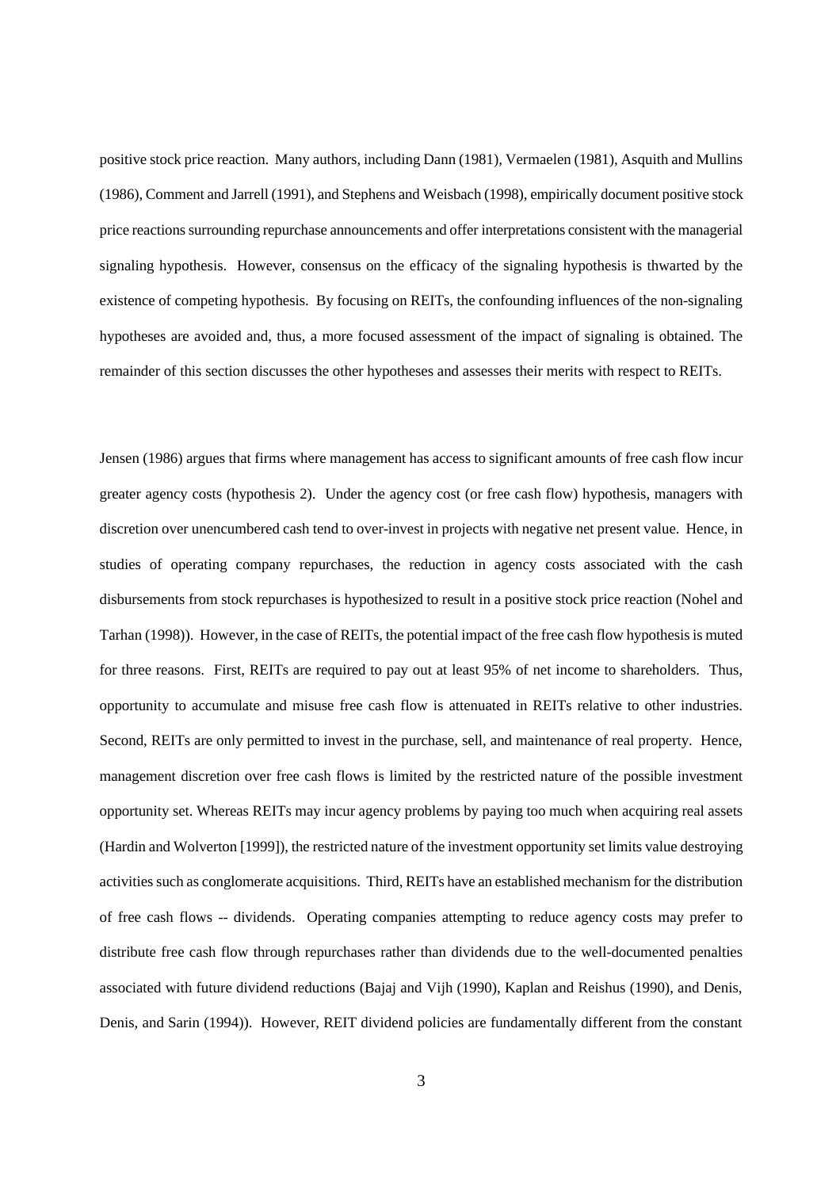positive stock price reaction. Many authors, including Dann (1981), Vermaelen (1981), Asquith and Mullins (1986), Comment and Jarrell (1991), and Stephens and Weisbach (1998), empirically document positive stock price reactions surrounding repurchase announcements and offer interpretations consistent with the managerial signaling hypothesis. However, consensus on the efficacy of the signaling hypothesis is thwarted by the existence of competing hypothesis. By focusing on REITs, the confounding influences of the non-signaling hypotheses are avoided and, thus, a more focused assessment of the impact of signaling is obtained. The remainder of this section discusses the other hypotheses and assesses their merits with respect to REITs.

Jensen (1986) argues that firms where management has access to significant amounts of free cash flow incur greater agency costs (hypothesis 2). Under the agency cost (or free cash flow) hypothesis, managers with discretion over unencumbered cash tend to over-invest in projects with negative net present value. Hence, in studies of operating company repurchases, the reduction in agency costs associated with the cash disbursements from stock repurchases is hypothesized to result in a positive stock price reaction (Nohel and Tarhan (1998)). However, in the case of REITs, the potential impact of the free cash flow hypothesis is muted for three reasons. First, REITs are required to pay out at least 95% of net income to shareholders. Thus, opportunity to accumulate and misuse free cash flow is attenuated in REITs relative to other industries. Second, REITs are only permitted to invest in the purchase, sell, and maintenance of real property. Hence, management discretion over free cash flows is limited by the restricted nature of the possible investment opportunity set. Whereas REITs may incur agency problems by paying too much when acquiring real assets (Hardin and Wolverton [1999]), the restricted nature of the investment opportunity set limits value destroying activities such as conglomerate acquisitions. Third, REITs have an established mechanism for the distribution of free cash flows -- dividends. Operating companies attempting to reduce agency costs may prefer to distribute free cash flow through repurchases rather than dividends due to the well-documented penalties associated with future dividend reductions (Bajaj and Vijh (1990), Kaplan and Reishus (1990), and Denis, Denis, and Sarin (1994)). However, REIT dividend policies are fundamentally different from the constant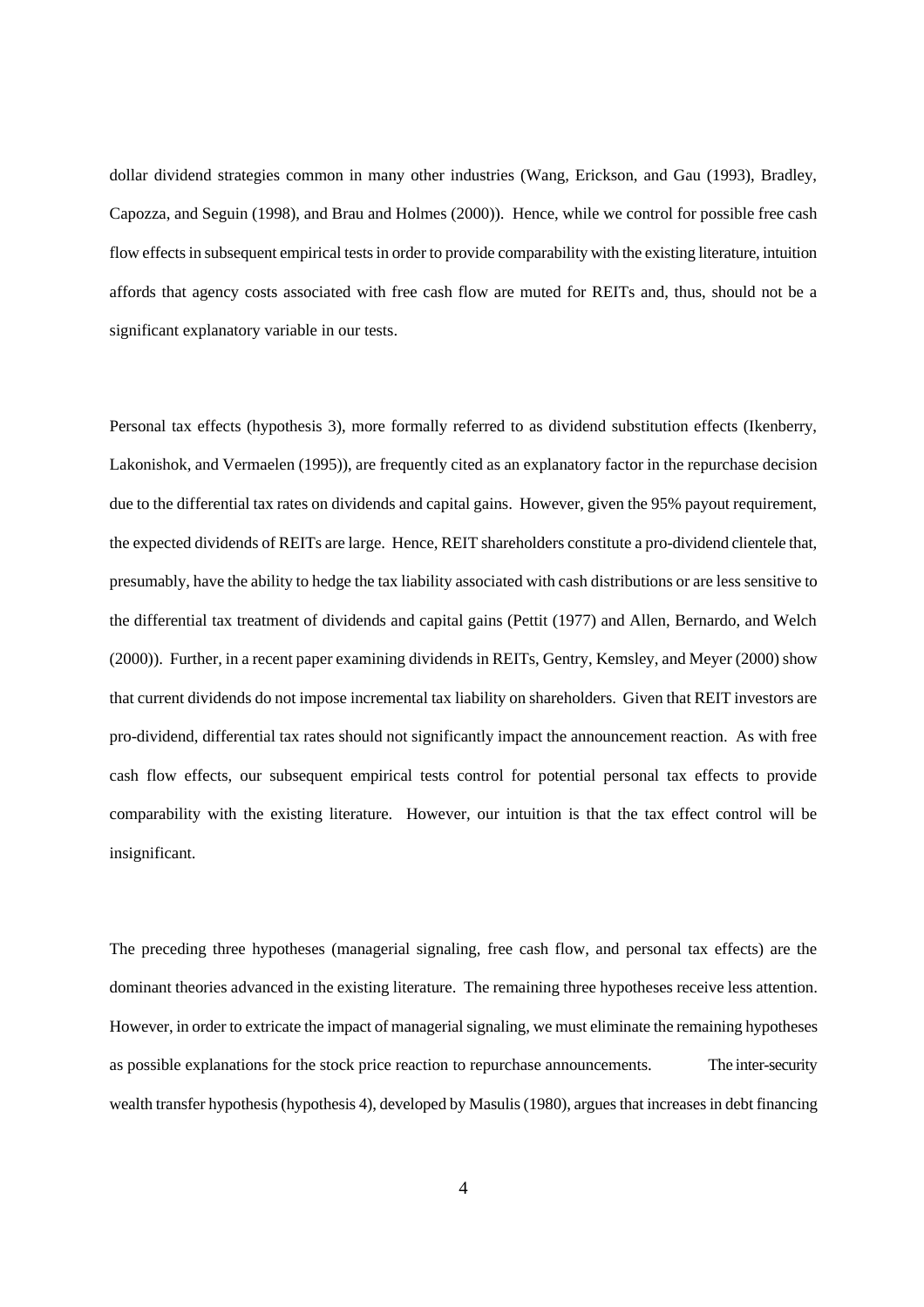dollar dividend strategies common in many other industries (Wang, Erickson, and Gau (1993), Bradley, Capozza, and Seguin (1998), and Brau and Holmes (2000)). Hence, while we control for possible free cash flow effects in subsequent empirical tests in order to provide comparability with the existing literature, intuition affords that agency costs associated with free cash flow are muted for REITs and, thus, should not be a significant explanatory variable in our tests.

Personal tax effects (hypothesis 3), more formally referred to as dividend substitution effects (Ikenberry, Lakonishok, and Vermaelen (1995)), are frequently cited as an explanatory factor in the repurchase decision due to the differential tax rates on dividends and capital gains. However, given the 95% payout requirement, the expected dividends of REITs are large. Hence, REIT shareholders constitute a pro-dividend clientele that, presumably, have the ability to hedge the tax liability associated with cash distributions or are less sensitive to the differential tax treatment of dividends and capital gains (Pettit (1977) and Allen, Bernardo, and Welch (2000)). Further, in a recent paper examining dividends in REITs, Gentry, Kemsley, and Meyer (2000) show that current dividends do not impose incremental tax liability on shareholders. Given that REIT investors are pro-dividend, differential tax rates should not significantly impact the announcement reaction. As with free cash flow effects, our subsequent empirical tests control for potential personal tax effects to provide comparability with the existing literature. However, our intuition is that the tax effect control will be insignificant.

The preceding three hypotheses (managerial signaling, free cash flow, and personal tax effects) are the dominant theories advanced in the existing literature. The remaining three hypotheses receive less attention. However, in order to extricate the impact of managerial signaling, we must eliminate the remaining hypotheses as possible explanations for the stock price reaction to repurchase announcements. The inter-security wealth transfer hypothesis (hypothesis 4), developed by Masulis (1980), argues that increases in debt financing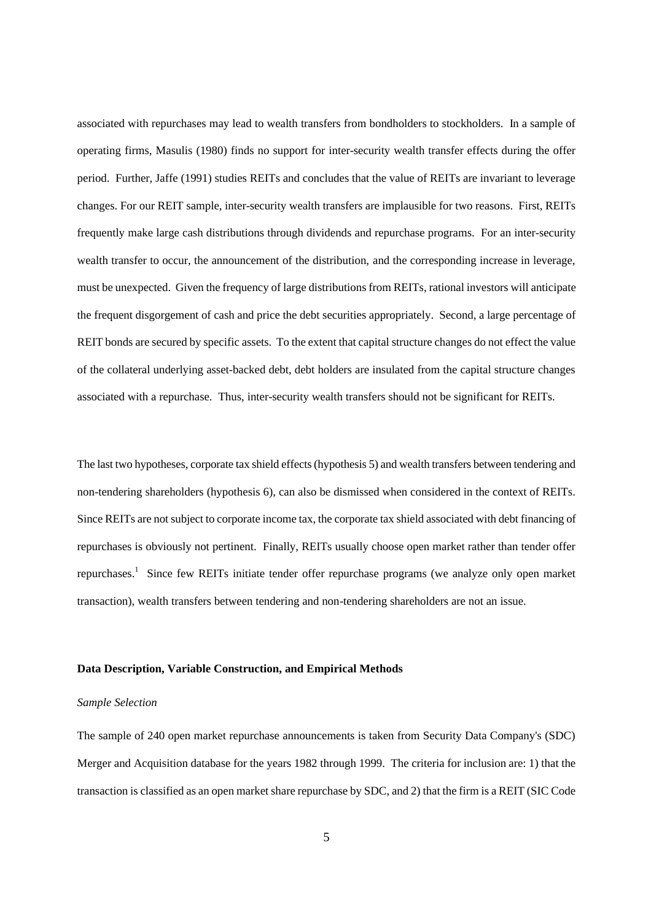associated with repurchases may lead to wealth transfers from bondholders to stockholders. In a sample of operating firms, Masulis (1980) finds no support for inter-security wealth transfer effects during the offer period. Further, Jaffe (1991) studies REITs and concludes that the value of REITs are invariant to leverage changes. For our REIT sample, inter-security wealth transfers are implausible for two reasons. First, REITs frequently make large cash distributions through dividends and repurchase programs. For an inter-security wealth transfer to occur, the announcement of the distribution, and the corresponding increase in leverage, must be unexpected. Given the frequency of large distributions from REITs, rational investors will anticipate the frequent disgorgement of cash and price the debt securities appropriately. Second, a large percentage of REIT bonds are secured by specific assets. To the extent that capital structure changes do not effect the value of the collateral underlying asset-backed debt, debt holders are insulated from the capital structure changes associated with a repurchase. Thus, inter-security wealth transfers should not be significant for REITs.

The last two hypotheses, corporate tax shield effects (hypothesis 5) and wealth transfers between tendering and non-tendering shareholders (hypothesis 6), can also be dismissed when considered in the context of REITs. Since REITs are not subject to corporate income tax, the corporate tax shield associated with debt financing of repurchases is obviously not pertinent. Finally, REITs usually choose open market rather than tender offer repurchases.[1] Since few REITs initiate tender offer repurchase programs (we analyze only open market transaction), wealth transfers between tendering and non-tendering shareholders are not an issue.

**Data Description, Variable Construction, and Empirical Methods**

*Sample Selection*

The sample of 240 open market repurchase announcements is taken from Security Data Company's (SDC) Merger and Acquisition database for the years 1982 through 1999. The criteria for inclusion are: 1) that the transaction is classified as an open market share repurchase by SDC, and 2) that the firm is a REIT (SIC Code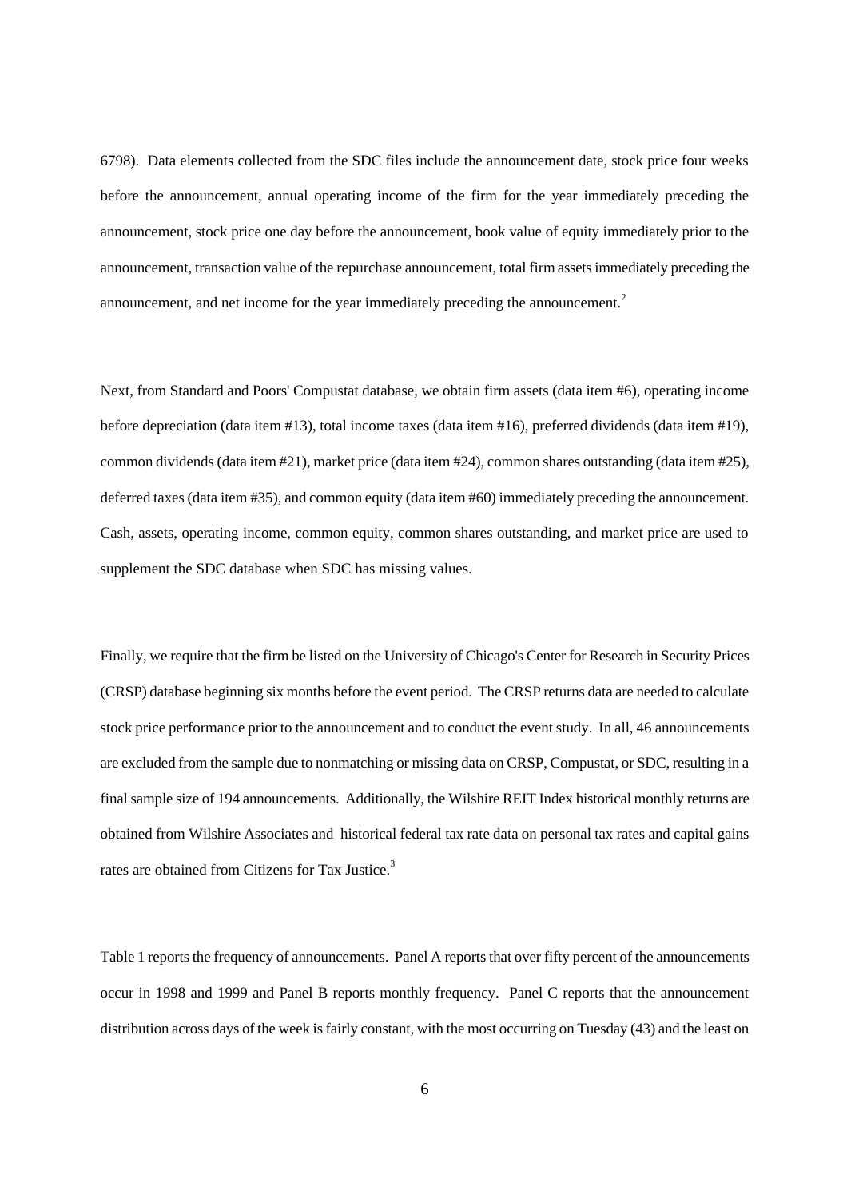6798). Data elements collected from the SDC files include the announcement date, stock price four weeks before the announcement, annual operating income of the firm for the year immediately preceding the announcement, stock price one day before the announcement, book value of equity immediately prior to the announcement, transaction value of the repurchase announcement, total firm assets immediately preceding the announcement, and net income for the year immediately preceding the announcement.[2]

Next, from Standard and Poors' Compustat database, we obtain firm assets (data item #6), operating income before depreciation (data item #13), total income taxes (data item #16), preferred dividends (data item #19), common dividends (data item #21), market price (data item #24), common shares outstanding (data item #25), deferred taxes (data item #35), and common equity (data item #60) immediately preceding the announcement. Cash, assets, operating income, common equity, common shares outstanding, and market price are used to supplement the SDC database when SDC has missing values.

Finally, we require that the firm be listed on the University of Chicago's Center for Research in Security Prices (CRSP) database beginning six months before the event period. The CRSP returns data are needed to calculate stock price performance prior to the announcement and to conduct the event study. In all, 46 announcements are excluded from the sample due to nonmatching or missing data on CRSP, Compustat, or SDC, resulting in a final sample size of 194 announcements. Additionally, the Wilshire REIT Index historical monthly returns are obtained from Wilshire Associates and historical federal tax rate data on personal tax rates and capital gains rates are obtained from Citizens for Tax Justice.[3]

Table 1 reports the frequency of announcements. Panel A reports that over fifty percent of the announcements occur in 1998 and 1999 and Panel B reports monthly frequency. Panel C reports that the announcement distribution across days of the week is fairly constant, with the most occurring on Tuesday (43) and the least on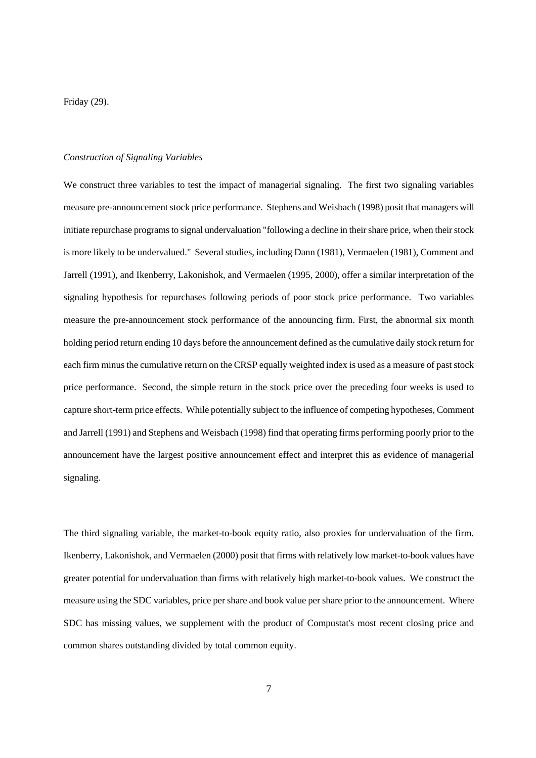Friday (29).

*Construction of Signaling Variables*

We construct three variables to test the impact of managerial signaling. The first two signaling variables measure pre-announcement stock price performance. Stephens and Weisbach (1998) posit that managers will initiate repurchase programs to signal undervaluation "following a decline in their share price, when their stock is more likely to be undervalued." Several studies, including Dann (1981), Vermaelen (1981), Comment and Jarrell (1991), and Ikenberry, Lakonishok, and Vermaelen (1995, 2000), offer a similar interpretation of the signaling hypothesis for repurchases following periods of poor stock price performance. Two variables measure the pre-announcement stock performance of the announcing firm. First, the abnormal six month holding period return ending 10 days before the announcement defined as the cumulative daily stock return for each firm minus the cumulative return on the CRSP equally weighted index is used as a measure of past stock price performance. Second, the simple return in the stock price over the preceding four weeks is used to capture short-term price effects. While potentially subject to the influence of competing hypotheses, Comment and Jarrell (1991) and Stephens and Weisbach (1998) find that operating firms performing poorly prior to the announcement have the largest positive announcement effect and interpret this as evidence of managerial signaling.

The third signaling variable, the market-to-book equity ratio, also proxies for undervaluation of the firm. Ikenberry, Lakonishok, and Vermaelen (2000) posit that firms with relatively low market-to-book values have greater potential for undervaluation than firms with relatively high market-to-book values. We construct the measure using the SDC variables, price per share and book value per share prior to the announcement. Where SDC has missing values, we supplement with the product of Compustat's most recent closing price and common shares outstanding divided by total common equity.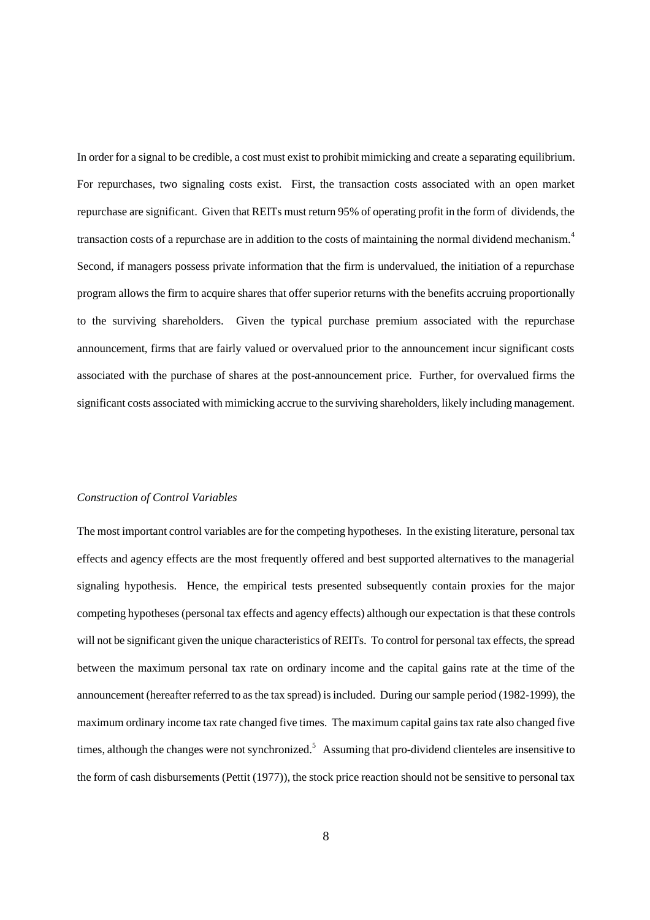In order for a signal to be credible, a cost must exist to prohibit mimicking and create a separating equilibrium. For repurchases, two signaling costs exist. First, the transaction costs associated with an open market repurchase are significant. Given that REITs must return 95% of operating profit in the form of dividends, the transaction costs of a repurchase are in addition to the costs of maintaining the normal dividend mechanism.[4] Second, if managers possess private information that the firm is undervalued, the initiation of a repurchase program allows the firm to acquire shares that offer superior returns with the benefits accruing proportionally to the surviving shareholders. Given the typical purchase premium associated with the repurchase announcement, firms that are fairly valued or overvalued prior to the announcement incur significant costs associated with the purchase of shares at the post-announcement price. Further, for overvalued firms the significant costs associated with mimicking accrue to the surviving shareholders, likely including management.

*Construction of Control Variables*

The most important control variables are for the competing hypotheses. In the existing literature, personal tax effects and agency effects are the most frequently offered and best supported alternatives to the managerial signaling hypothesis. Hence, the empirical tests presented subsequently contain proxies for the major competing hypotheses (personal tax effects and agency effects) although our expectation is that these controls will not be significant given the unique characteristics of REITs. To control for personal tax effects, the spread between the maximum personal tax rate on ordinary income and the capital gains rate at the time of the announcement (hereafter referred to as the tax spread) is included. During our sample period (1982-1999), the maximum ordinary income tax rate changed five times. The maximum capital gains tax rate also changed five times, although the changes were not synchronized.[5] Assuming that pro-dividend clienteles are insensitive to the form of cash disbursements (Pettit (1977)), the stock price reaction should not be sensitive to personal tax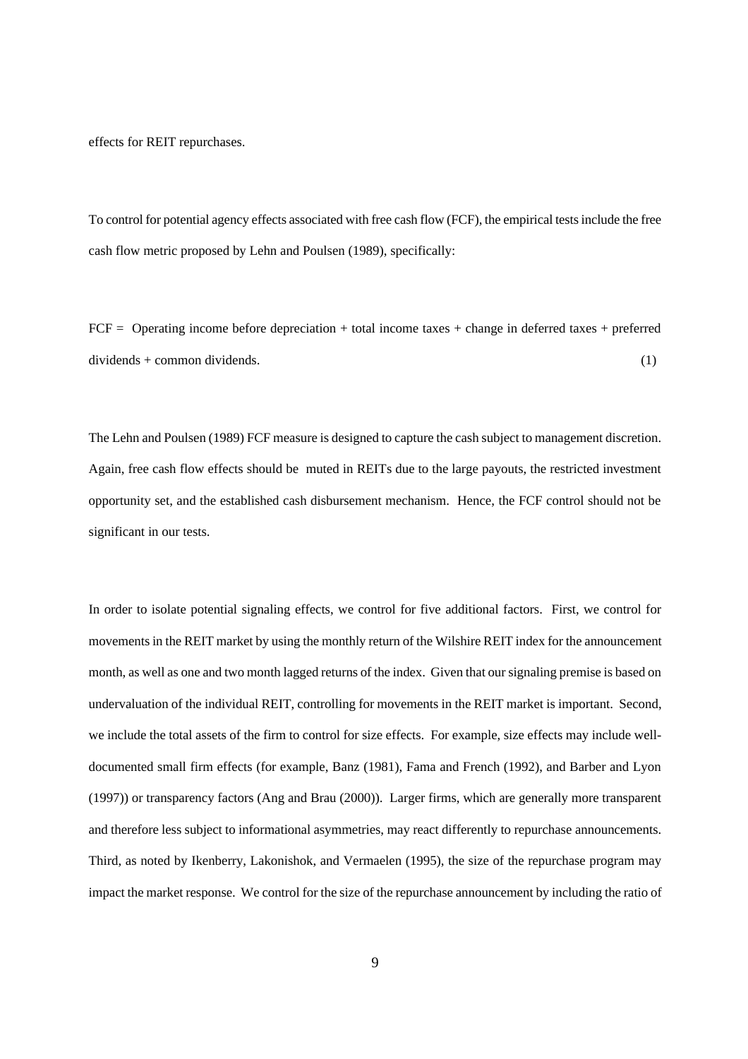effects for REIT repurchases.

To control for potential agency effects associated with free cash flow (FCF), the empirical tests include the free cash flow metric proposed by Lehn and Poulsen (1989), specifically:

$$FCF = \text{Operating income before depreciation} + \text{total income taxes} + \text{change in deferred taxes} + \text{preferred dividends} + \text{common dividends}. \quad (1)$$

The Lehn and Poulsen (1989) FCF measure is designed to capture the cash subject to management discretion. Again, free cash flow effects should be muted in REITs due to the large payouts, the restricted investment opportunity set, and the established cash disbursement mechanism. Hence, the FCF control should not be significant in our tests.

In order to isolate potential signaling effects, we control for five additional factors. First, we control for movements in the REIT market by using the monthly return of the Wilshire REIT index for the announcement month, as well as one and two month lagged returns of the index. Given that our signaling premise is based on undervaluation of the individual REIT, controlling for movements in the REIT market is important. Second, we include the total assets of the firm to control for size effects. For example, size effects may include well-documented small firm effects (for example, Banz (1981), Fama and French (1992), and Barber and Lyon (1997)) or transparency factors (Ang and Brau (2000)). Larger firms, which are generally more transparent and therefore less subject to informational asymmetries, may react differently to repurchase announcements. Third, as noted by Ikenberry, Lakonishok, and Vermaelen (1995), the size of the repurchase program may impact the market response. We control for the size of the repurchase announcement by including the ratio of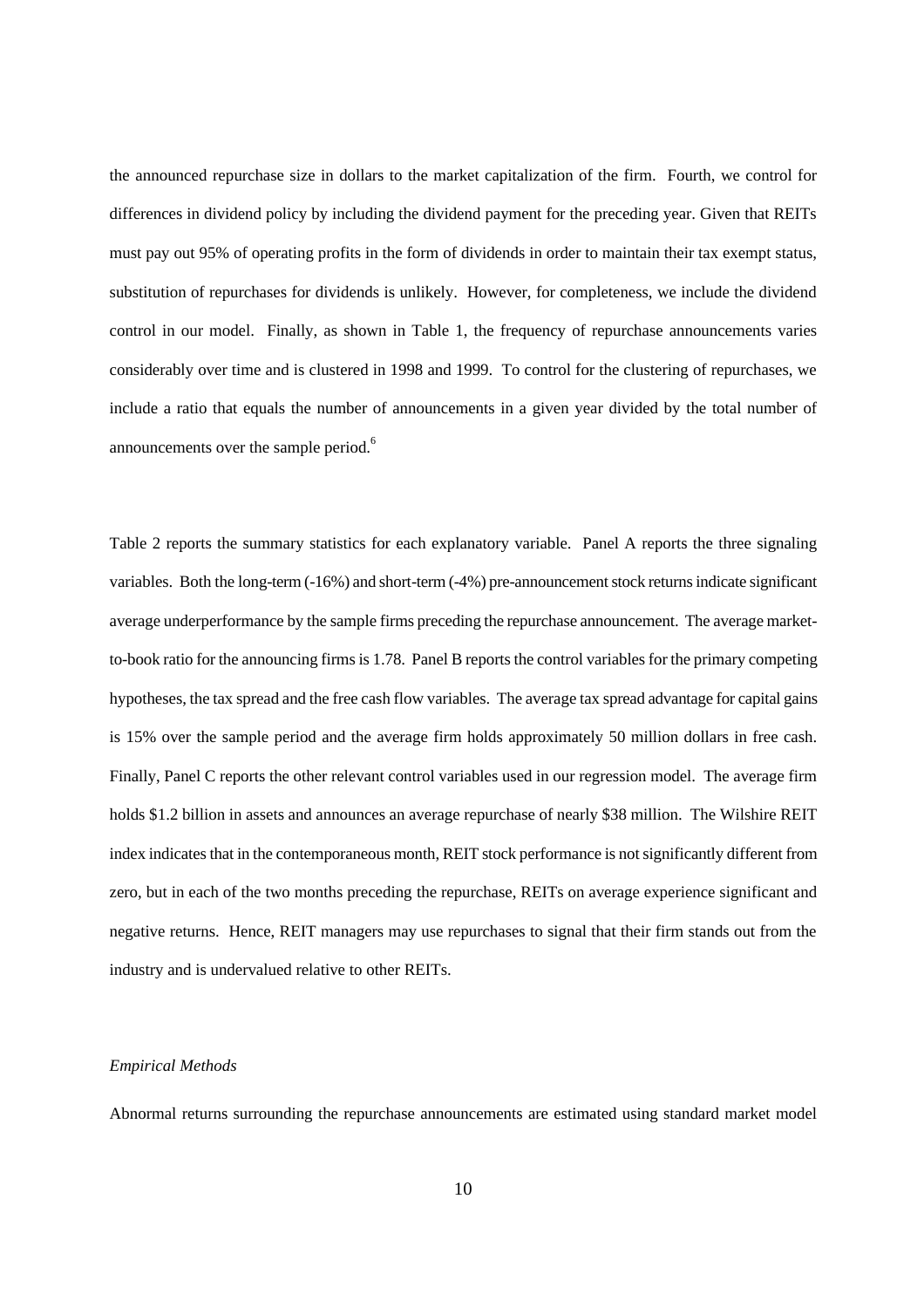the announced repurchase size in dollars to the market capitalization of the firm. Fourth, we control for differences in dividend policy by including the dividend payment for the preceding year. Given that REITs must pay out 95% of operating profits in the form of dividends in order to maintain their tax exempt status, substitution of repurchases for dividends is unlikely. However, for completeness, we include the dividend control in our model. Finally, as shown in Table 1, the frequency of repurchase announcements varies considerably over time and is clustered in 1998 and 1999. To control for the clustering of repurchases, we include a ratio that equals the number of announcements in a given year divided by the total number of announcements over the sample period.[6]

Table 2 reports the summary statistics for each explanatory variable. Panel A reports the three signaling variables. Both the long-term (-16%) and short-term (-4%) pre-announcement stock returns indicate significant average underperformance by the sample firms preceding the repurchase announcement. The average market-to-book ratio for the announcing firms is 1.78. Panel B reports the control variables for the primary competing hypotheses, the tax spread and the free cash flow variables. The average tax spread advantage for capital gains is 15% over the sample period and the average firm holds approximately 50 million dollars in free cash. Finally, Panel C reports the other relevant control variables used in our regression model. The average firm holds $1.2 billion in assets and announces an average repurchase of nearly $38 million. The Wilshire REIT index indicates that in the contemporaneous month, REIT stock performance is not significantly different from zero, but in each of the two months preceding the repurchase, REITs on average experience significant and negative returns. Hence, REIT managers may use repurchases to signal that their firm stands out from the industry and is undervalued relative to other REITs.

*Empirical Methods*

Abnormal returns surrounding the repurchase announcements are estimated using standard market model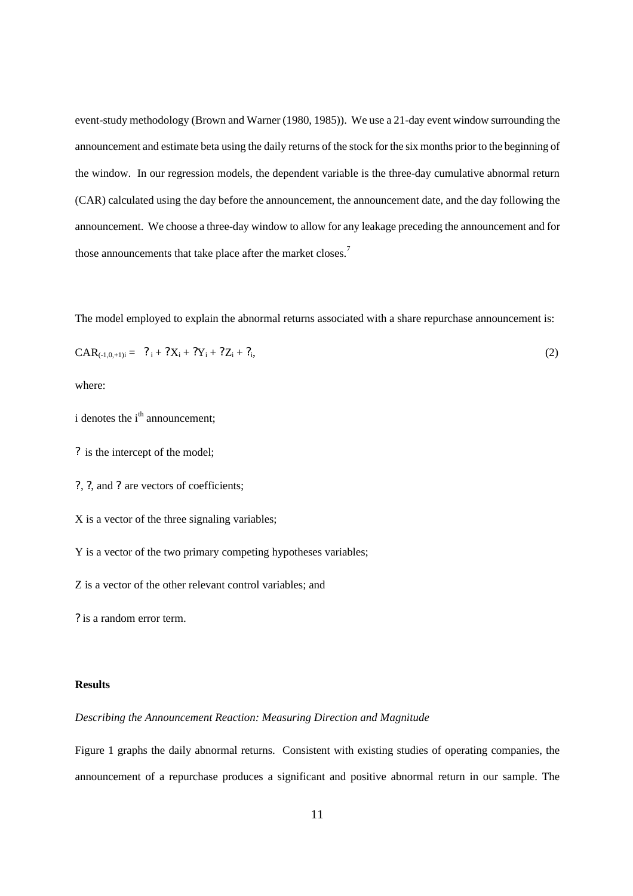event-study methodology (Brown and Warner (1980, 1985)). We use a 21-day event window surrounding the announcement and estimate beta using the daily returns of the stock for the six months prior to the beginning of the window. In our regression models, the dependent variable is the three-day cumulative abnormal return (CAR) calculated using the day before the announcement, the announcement date, and the day following the announcement. We choose a three-day window to allow for any leakage preceding the announcement and for those announcements that take place after the market closes.[7]

The model employed to explain the abnormal returns associated with a share repurchase announcement is:

$$CAR_{(-1,0,+1)i} = \ ?_i + ?X_i + ?Y_i + ?Z_i + ?_i, \tag{2}$$

where:

i denotes the $i^{th}$ announcement;

? is the intercept of the model;

?, ?, and ? are vectors of coefficients;

X is a vector of the three signaling variables;

Y is a vector of the two primary competing hypotheses variables;

Z is a vector of the other relevant control variables; and

? is a random error term.

**Results**

*Describing the Announcement Reaction: Measuring Direction and Magnitude*

Figure 1 graphs the daily abnormal returns. Consistent with existing studies of operating companies, the announcement of a repurchase produces a significant and positive abnormal return in our sample. The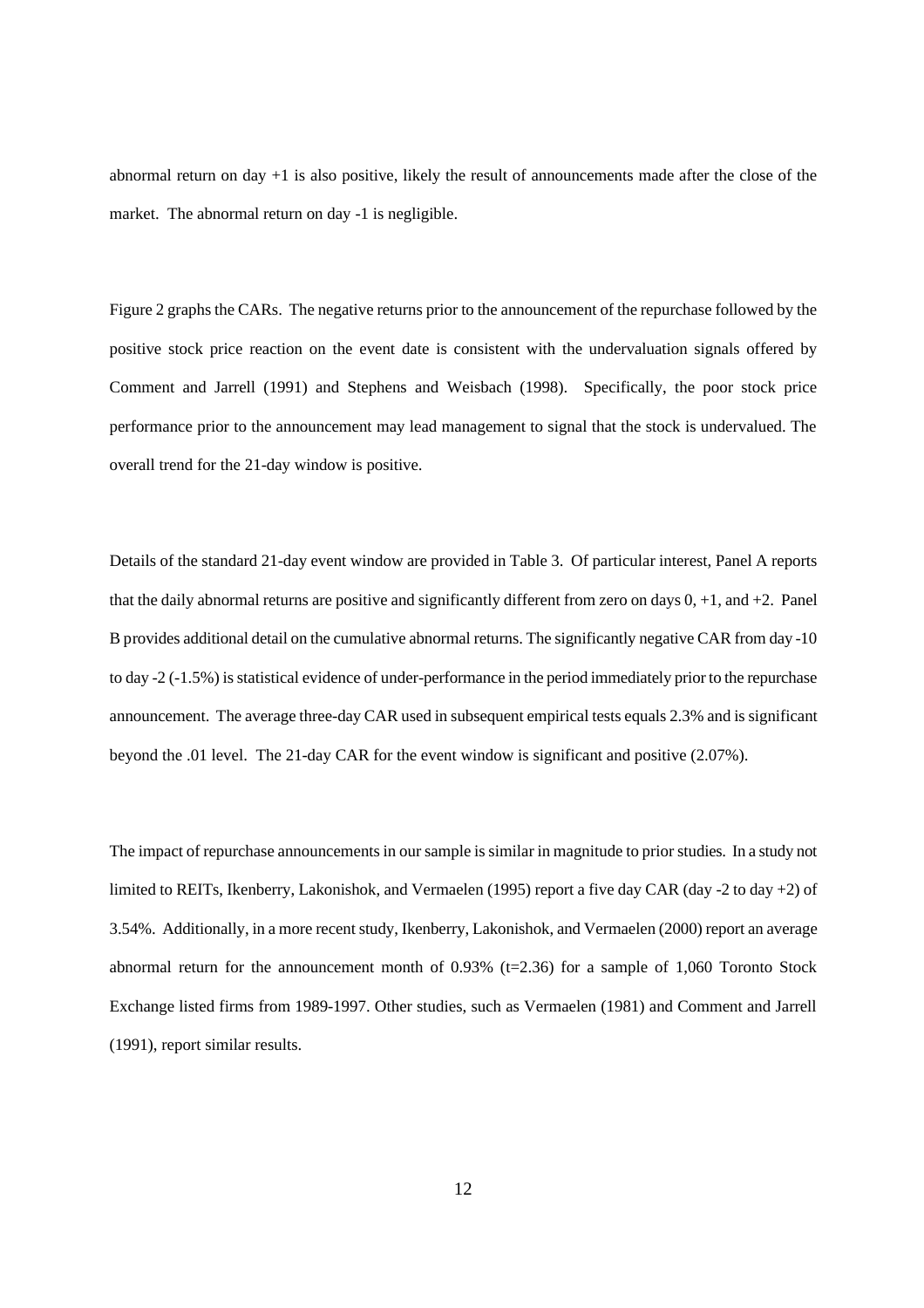abnormal return on day +1 is also positive, likely the result of announcements made after the close of the market. The abnormal return on day -1 is negligible.

Figure 2 graphs the CARs. The negative returns prior to the announcement of the repurchase followed by the positive stock price reaction on the event date is consistent with the undervaluation signals offered by Comment and Jarrell (1991) and Stephens and Weisbach (1998). Specifically, the poor stock price performance prior to the announcement may lead management to signal that the stock is undervalued. The overall trend for the 21-day window is positive.

Details of the standard 21-day event window are provided in Table 3. Of particular interest, Panel A reports that the daily abnormal returns are positive and significantly different from zero on days 0, +1, and +2. Panel B provides additional detail on the cumulative abnormal returns. The significantly negative CAR from day -10 to day -2 (-1.5%) is statistical evidence of under-performance in the period immediately prior to the repurchase announcement. The average three-day CAR used in subsequent empirical tests equals 2.3% and is significant beyond the .01 level. The 21-day CAR for the event window is significant and positive (2.07%).

The impact of repurchase announcements in our sample is similar in magnitude to prior studies. In a study not limited to REITs, Ikenberry, Lakonishok, and Vermaelen (1995) report a five day CAR (day -2 to day +2) of 3.54%. Additionally, in a more recent study, Ikenberry, Lakonishok, and Vermaelen (2000) report an average abnormal return for the announcement month of 0.93% (t=2.36) for a sample of 1,060 Toronto Stock Exchange listed firms from 1989-1997. Other studies, such as Vermaelen (1981) and Comment and Jarrell (1991), report similar results.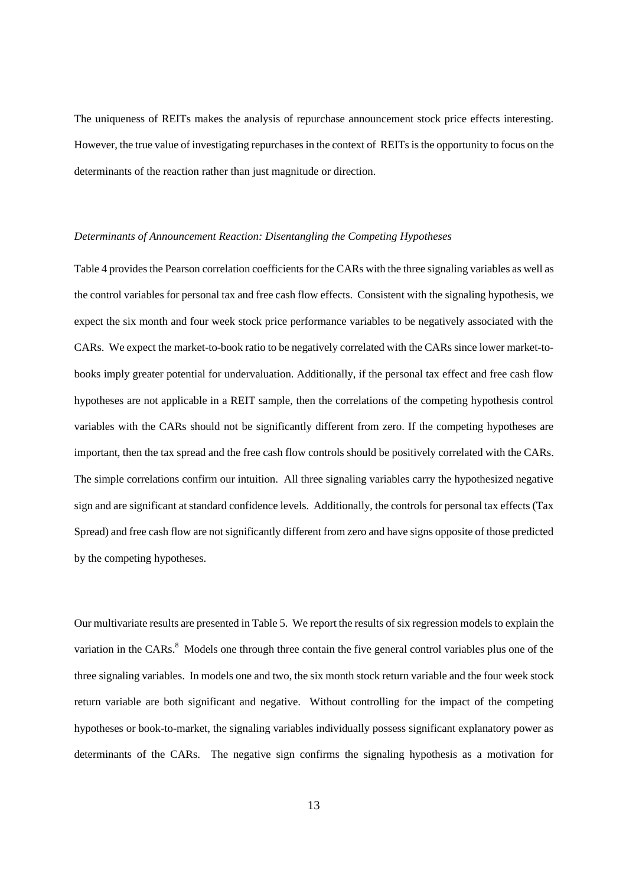The uniqueness of REITs makes the analysis of repurchase announcement stock price effects interesting. However, the true value of investigating repurchases in the context of REITs is the opportunity to focus on the determinants of the reaction rather than just magnitude or direction.

*Determinants of Announcement Reaction: Disentangling the Competing Hypotheses*

Table 4 provides the Pearson correlation coefficients for the CARs with the three signaling variables as well as the control variables for personal tax and free cash flow effects. Consistent with the signaling hypothesis, we expect the six month and four week stock price performance variables to be negatively associated with the CARs. We expect the market-to-book ratio to be negatively correlated with the CARs since lower market-to-books imply greater potential for undervaluation. Additionally, if the personal tax effect and free cash flow hypotheses are not applicable in a REIT sample, then the correlations of the competing hypothesis control variables with the CARs should not be significantly different from zero. If the competing hypotheses are important, then the tax spread and the free cash flow controls should be positively correlated with the CARs. The simple correlations confirm our intuition. All three signaling variables carry the hypothesized negative sign and are significant at standard confidence levels. Additionally, the controls for personal tax effects (Tax Spread) and free cash flow are not significantly different from zero and have signs opposite of those predicted by the competing hypotheses.

Our multivariate results are presented in Table 5. We report the results of six regression models to explain the variation in the CARs.[8] Models one through three contain the five general control variables plus one of the three signaling variables. In models one and two, the six month stock return variable and the four week stock return variable are both significant and negative. Without controlling for the impact of the competing hypotheses or book-to-market, the signaling variables individually possess significant explanatory power as determinants of the CARs. The negative sign confirms the signaling hypothesis as a motivation for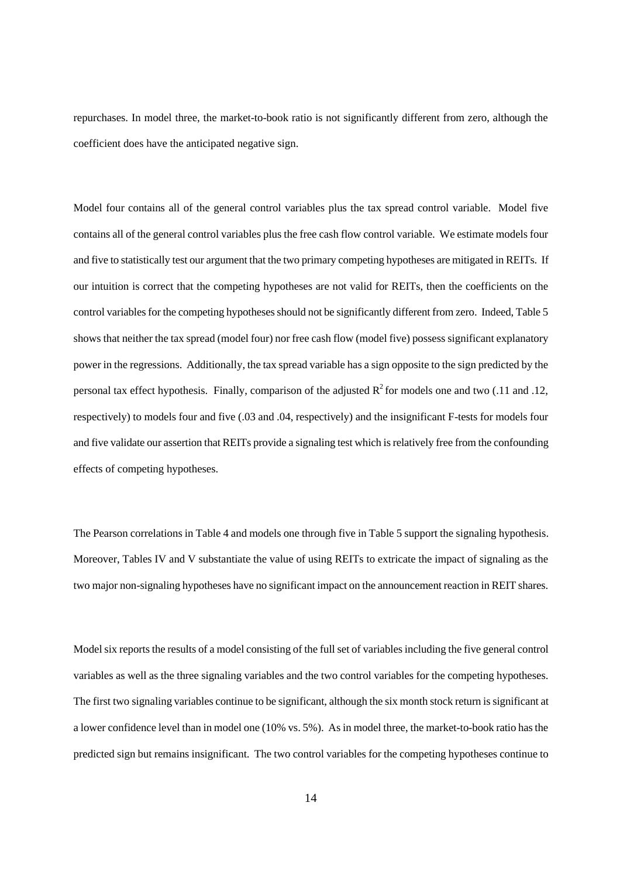repurchases. In model three, the market-to-book ratio is not significantly different from zero, although the coefficient does have the anticipated negative sign.

Model four contains all of the general control variables plus the tax spread control variable. Model five contains all of the general control variables plus the free cash flow control variable. We estimate models four and five to statistically test our argument that the two primary competing hypotheses are mitigated in REITs. If our intuition is correct that the competing hypotheses are not valid for REITs, then the coefficients on the control variables for the competing hypotheses should not be significantly different from zero. Indeed, Table 5 shows that neither the tax spread (model four) nor free cash flow (model five) possess significant explanatory power in the regressions. Additionally, the tax spread variable has a sign opposite to the sign predicted by the personal tax effect hypothesis. Finally, comparison of the adjusted $R^2$ for models one and two (.11 and .12, respectively) to models four and five (.03 and .04, respectively) and the insignificant F-tests for models four and five validate our assertion that REITs provide a signaling test which is relatively free from the confounding effects of competing hypotheses.

The Pearson correlations in Table 4 and models one through five in Table 5 support the signaling hypothesis. Moreover, Tables IV and V substantiate the value of using REITs to extricate the impact of signaling as the two major non-signaling hypotheses have no significant impact on the announcement reaction in REIT shares.

Model six reports the results of a model consisting of the full set of variables including the five general control variables as well as the three signaling variables and the two control variables for the competing hypotheses. The first two signaling variables continue to be significant, although the six month stock return is significant at a lower confidence level than in model one (10% vs. 5%). As in model three, the market-to-book ratio has the predicted sign but remains insignificant. The two control variables for the competing hypotheses continue to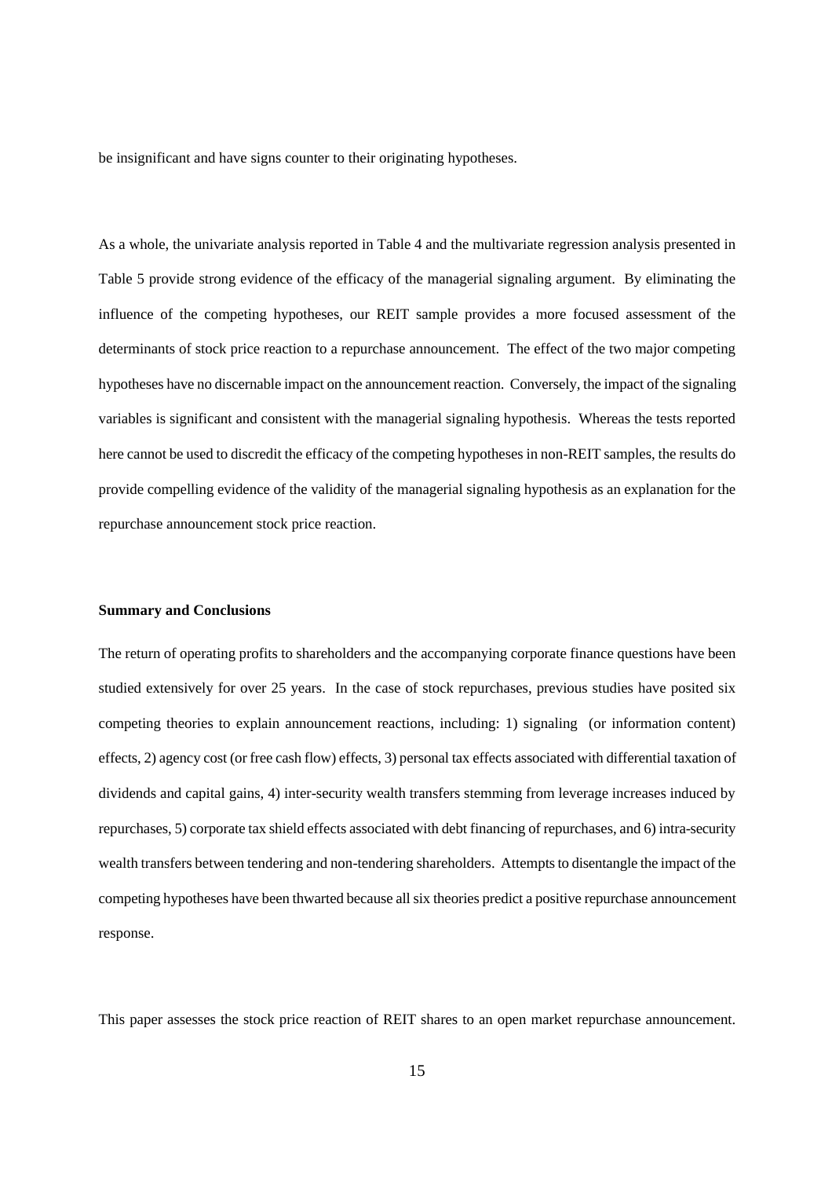be insignificant and have signs counter to their originating hypotheses.

As a whole, the univariate analysis reported in Table 4 and the multivariate regression analysis presented in Table 5 provide strong evidence of the efficacy of the managerial signaling argument. By eliminating the influence of the competing hypotheses, our REIT sample provides a more focused assessment of the determinants of stock price reaction to a repurchase announcement. The effect of the two major competing hypotheses have no discernable impact on the announcement reaction. Conversely, the impact of the signaling variables is significant and consistent with the managerial signaling hypothesis. Whereas the tests reported here cannot be used to discredit the efficacy of the competing hypotheses in non-REIT samples, the results do provide compelling evidence of the validity of the managerial signaling hypothesis as an explanation for the repurchase announcement stock price reaction.

**Summary and Conclusions**

The return of operating profits to shareholders and the accompanying corporate finance questions have been studied extensively for over 25 years. In the case of stock repurchases, previous studies have posited six competing theories to explain announcement reactions, including: 1) signaling (or information content) effects, 2) agency cost (or free cash flow) effects, 3) personal tax effects associated with differential taxation of dividends and capital gains, 4) inter-security wealth transfers stemming from leverage increases induced by repurchases, 5) corporate tax shield effects associated with debt financing of repurchases, and 6) intra-security wealth transfers between tendering and non-tendering shareholders. Attempts to disentangle the impact of the competing hypotheses have been thwarted because all six theories predict a positive repurchase announcement response.

This paper assesses the stock price reaction of REIT shares to an open market repurchase announcement.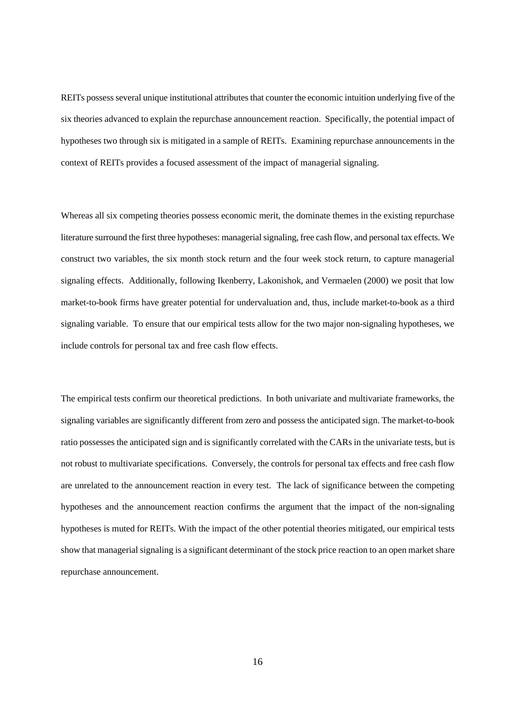REITs possess several unique institutional attributes that counter the economic intuition underlying five of the six theories advanced to explain the repurchase announcement reaction. Specifically, the potential impact of hypotheses two through six is mitigated in a sample of REITs. Examining repurchase announcements in the context of REITs provides a focused assessment of the impact of managerial signaling.

Whereas all six competing theories possess economic merit, the dominate themes in the existing repurchase literature surround the first three hypotheses: managerial signaling, free cash flow, and personal tax effects. We construct two variables, the six month stock return and the four week stock return, to capture managerial signaling effects. Additionally, following Ikenberry, Lakonishok, and Vermaelen (2000) we posit that low market-to-book firms have greater potential for undervaluation and, thus, include market-to-book as a third signaling variable. To ensure that our empirical tests allow for the two major non-signaling hypotheses, we include controls for personal tax and free cash flow effects.

The empirical tests confirm our theoretical predictions. In both univariate and multivariate frameworks, the signaling variables are significantly different from zero and possess the anticipated sign. The market-to-book ratio possesses the anticipated sign and is significantly correlated with the CARs in the univariate tests, but is not robust to multivariate specifications. Conversely, the controls for personal tax effects and free cash flow are unrelated to the announcement reaction in every test. The lack of significance between the competing hypotheses and the announcement reaction confirms the argument that the impact of the non-signaling hypotheses is muted for REITs. With the impact of the other potential theories mitigated, our empirical tests show that managerial signaling is a significant determinant of the stock price reaction to an open market share repurchase announcement.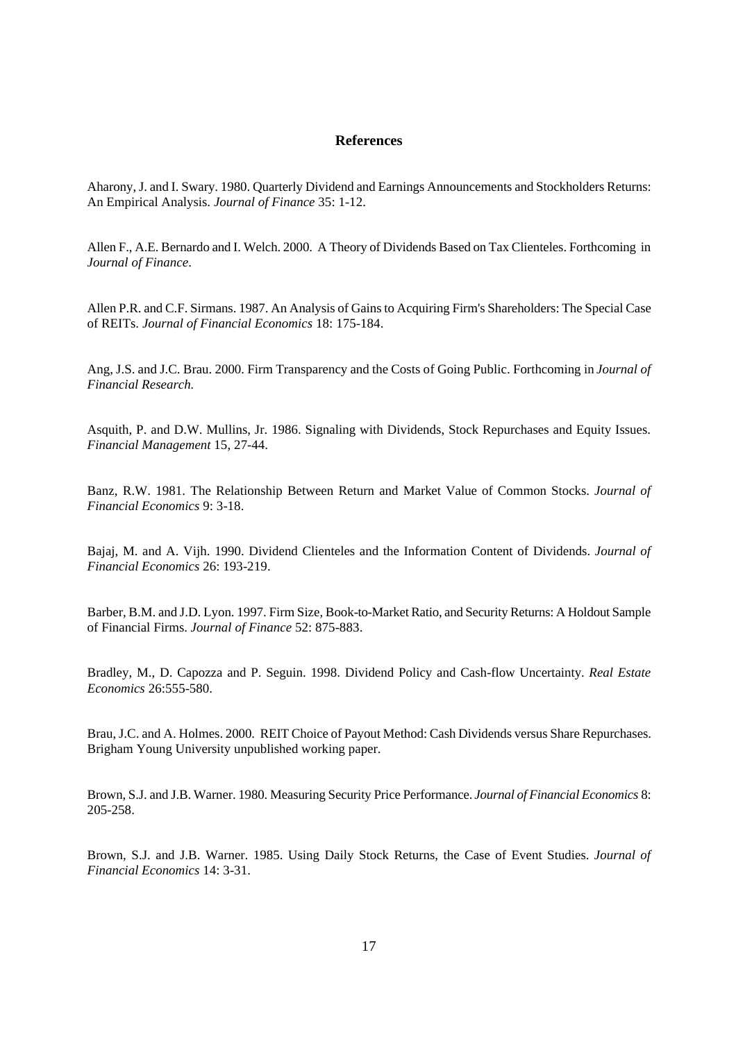## References

Aharony, J. and I. Swary. 1980. Quarterly Dividend and Earnings Announcements and Stockholders Returns: An Empirical Analysis. *Journal of Finance* 35: 1-12.

Allen F., A.E. Bernardo and I. Welch. 2000. A Theory of Dividends Based on Tax Clienteles. Forthcoming in *Journal of Finance*.

Allen P.R. and C.F. Sirmans. 1987. An Analysis of Gains to Acquiring Firm's Shareholders: The Special Case of REITs. *Journal of Financial Economics* 18: 175-184.

Ang, J.S. and J.C. Brau. 2000. Firm Transparency and the Costs of Going Public. Forthcoming in *Journal of Financial Research.*

Asquith, P. and D.W. Mullins, Jr. 1986. Signaling with Dividends, Stock Repurchases and Equity Issues. *Financial Management* 15, 27-44.

Banz, R.W. 1981. The Relationship Between Return and Market Value of Common Stocks. *Journal of Financial Economics* 9: 3-18.

Bajaj, M. and A. Vijh. 1990. Dividend Clienteles and the Information Content of Dividends. *Journal of Financial Economics* 26: 193-219.

Barber, B.M. and J.D. Lyon. 1997. Firm Size, Book-to-Market Ratio, and Security Returns: A Holdout Sample of Financial Firms. *Journal of Finance* 52: 875-883.

Bradley, M., D. Capozza and P. Seguin. 1998. Dividend Policy and Cash-flow Uncertainty. *Real Estate Economics* 26:555-580.

Brau, J.C. and A. Holmes. 2000. REIT Choice of Payout Method: Cash Dividends versus Share Repurchases. Brigham Young University unpublished working paper.

Brown, S.J. and J.B. Warner. 1980. Measuring Security Price Performance. *Journal of Financial Economics* 8: 205-258.

Brown, S.J. and J.B. Warner. 1985. Using Daily Stock Returns, the Case of Event Studies. *Journal of Financial Economics* 14: 3-31.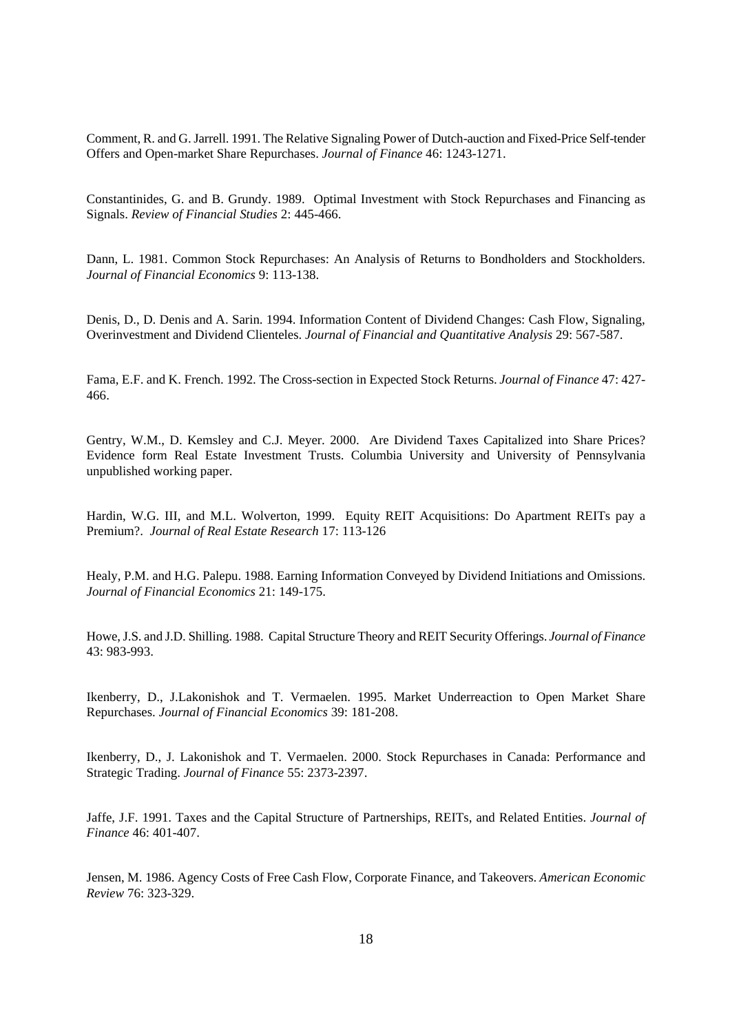Comment, R. and G. Jarrell. 1991. The Relative Signaling Power of Dutch-auction and Fixed-Price Self-tender Offers and Open-market Share Repurchases. *Journal of Finance* 46: 1243-1271.

Constantinides, G. and B. Grundy. 1989. Optimal Investment with Stock Repurchases and Financing as Signals. *Review of Financial Studies* 2: 445-466.

Dann, L. 1981. Common Stock Repurchases: An Analysis of Returns to Bondholders and Stockholders. *Journal of Financial Economics* 9: 113-138.

Denis, D., D. Denis and A. Sarin. 1994. Information Content of Dividend Changes: Cash Flow, Signaling, Overinvestment and Dividend Clienteles. *Journal of Financial and Quantitative Analysis* 29: 567-587.

Fama, E.F. and K. French. 1992. The Cross-section in Expected Stock Returns. *Journal of Finance* 47: 427-466.

Gentry, W.M., D. Kemsley and C.J. Meyer. 2000. Are Dividend Taxes Capitalized into Share Prices? Evidence form Real Estate Investment Trusts. Columbia University and University of Pennsylvania unpublished working paper.

Hardin, W.G. III, and M.L. Wolverton, 1999. Equity REIT Acquisitions: Do Apartment REITs pay a Premium?. *Journal of Real Estate Research* 17: 113-126

Healy, P.M. and H.G. Palepu. 1988. Earning Information Conveyed by Dividend Initiations and Omissions. *Journal of Financial Economics* 21: 149-175.

Howe, J.S. and J.D. Shilling. 1988. Capital Structure Theory and REIT Security Offerings. *Journal of Finance* 43: 983-993.

Ikenberry, D., J.Lakonishok and T. Vermaelen. 1995. Market Underreaction to Open Market Share Repurchases. *Journal of Financial Economics* 39: 181-208.

Ikenberry, D., J. Lakonishok and T. Vermaelen. 2000. Stock Repurchases in Canada: Performance and Strategic Trading. *Journal of Finance* 55: 2373-2397.

Jaffe, J.F. 1991. Taxes and the Capital Structure of Partnerships, REITs, and Related Entities. *Journal of Finance* 46: 401-407.

Jensen, M. 1986. Agency Costs of Free Cash Flow, Corporate Finance, and Takeovers. *American Economic Review* 76: 323-329.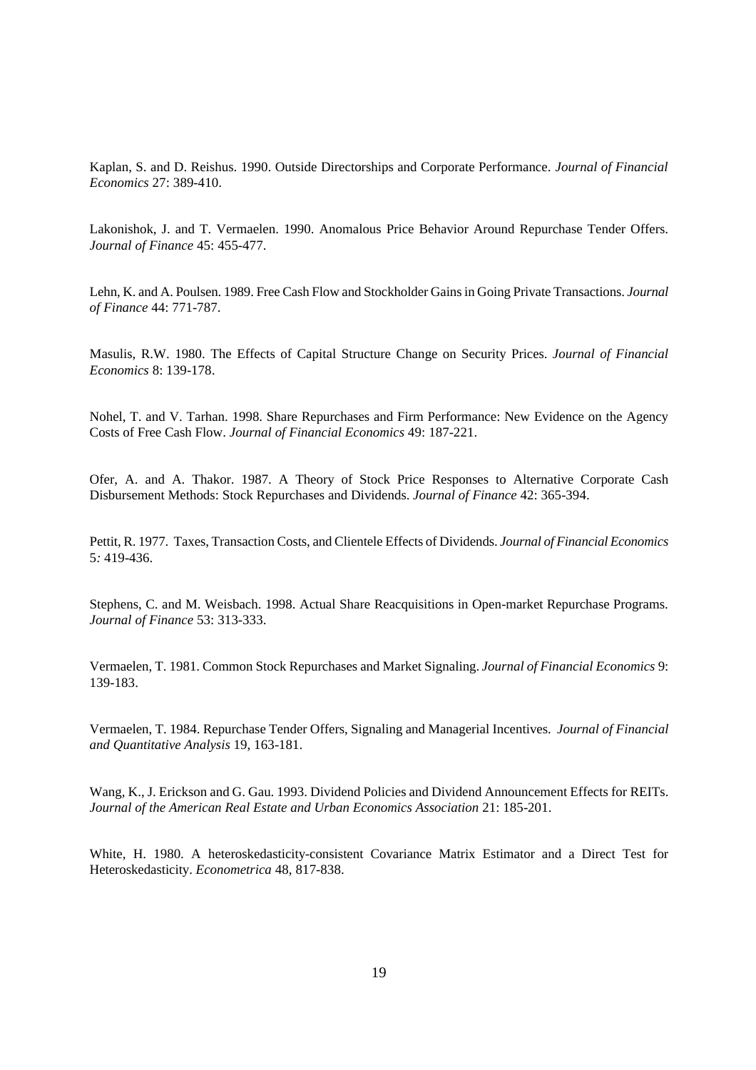Kaplan, S. and D. Reishus. 1990. Outside Directorships and Corporate Performance. *Journal of Financial Economics* 27: 389-410.

Lakonishok, J. and T. Vermaelen. 1990. Anomalous Price Behavior Around Repurchase Tender Offers. *Journal of Finance* 45: 455-477.

Lehn, K. and A. Poulsen. 1989. Free Cash Flow and Stockholder Gains in Going Private Transactions. *Journal of Finance* 44: 771-787.

Masulis, R.W. 1980. The Effects of Capital Structure Change on Security Prices. *Journal of Financial Economics* 8: 139-178.

Nohel, T. and V. Tarhan. 1998. Share Repurchases and Firm Performance: New Evidence on the Agency Costs of Free Cash Flow. *Journal of Financial Economics* 49: 187-221.

Ofer, A. and A. Thakor. 1987. A Theory of Stock Price Responses to Alternative Corporate Cash Disbursement Methods: Stock Repurchases and Dividends. *Journal of Finance* 42: 365-394.

Pettit, R. 1977. Taxes, Transaction Costs, and Clientele Effects of Dividends. *Journal of Financial Economics* 5*:* 419-436.

Stephens, C. and M. Weisbach. 1998. Actual Share Reacquisitions in Open-market Repurchase Programs. *Journal of Finance* 53: 313-333.

Vermaelen, T. 1981. Common Stock Repurchases and Market Signaling. *Journal of Financial Economics* 9: 139-183.

Vermaelen, T. 1984. Repurchase Tender Offers, Signaling and Managerial Incentives. *Journal of Financial and Quantitative Analysis* 19, 163-181.

Wang, K., J. Erickson and G. Gau. 1993. Dividend Policies and Dividend Announcement Effects for REITs. *Journal of the American Real Estate and Urban Economics Association* 21: 185-201.

White, H. 1980. A heteroskedasticity-consistent Covariance Matrix Estimator and a Direct Test for Heteroskedasticity. *Econometrica* 48, 817-838.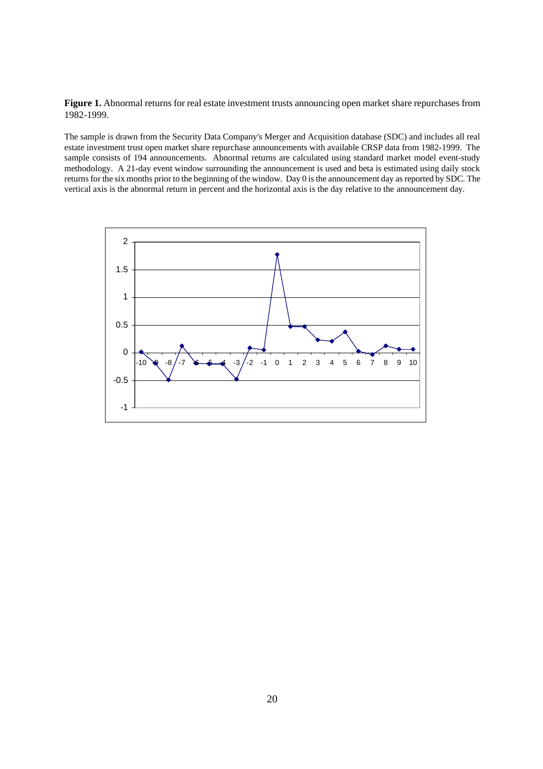**Figure 1.** Abnormal returns for real estate investment trusts announcing open market share repurchases from 1982-1999.

The sample is drawn from the Security Data Company's Merger and Acquisition database (SDC) and includes all real estate investment trust open market share repurchase announcements with available CRSP data from 1982-1999. The sample consists of 194 announcements. Abnormal returns are calculated using standard market model event-study methodology. A 21-day event window surrounding the announcement is used and beta is estimated using daily stock returns for the six months prior to the beginning of the window. Day 0 is the announcement day as reported by SDC. The vertical axis is the abnormal return in percent and the horizontal axis is the day relative to the announcement day.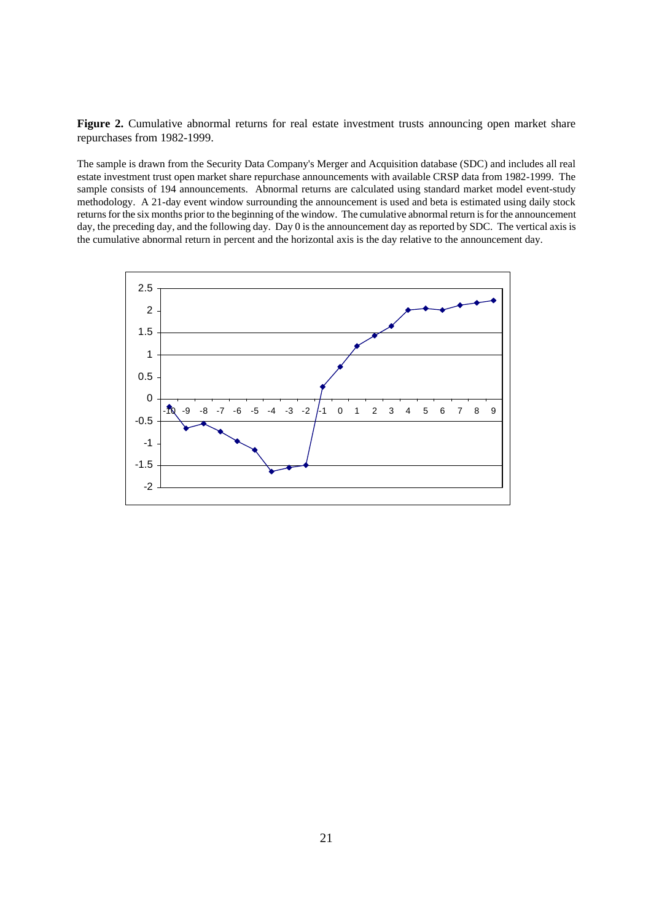**Figure 2.** Cumulative abnormal returns for real estate investment trusts announcing open market share repurchases from 1982-1999.

The sample is drawn from the Security Data Company's Merger and Acquisition database (SDC) and includes all real estate investment trust open market share repurchase announcements with available CRSP data from 1982-1999. The sample consists of 194 announcements. Abnormal returns are calculated using standard market model event-study methodology. A 21-day event window surrounding the announcement is used and beta is estimated using daily stock returns for the six months prior to the beginning of the window. The cumulative abnormal return is for the announcement day, the preceding day, and the following day. Day 0 is the announcement day as reported by SDC. The vertical axis is the cumulative abnormal return in percent and the horizontal axis is the day relative to the announcement day.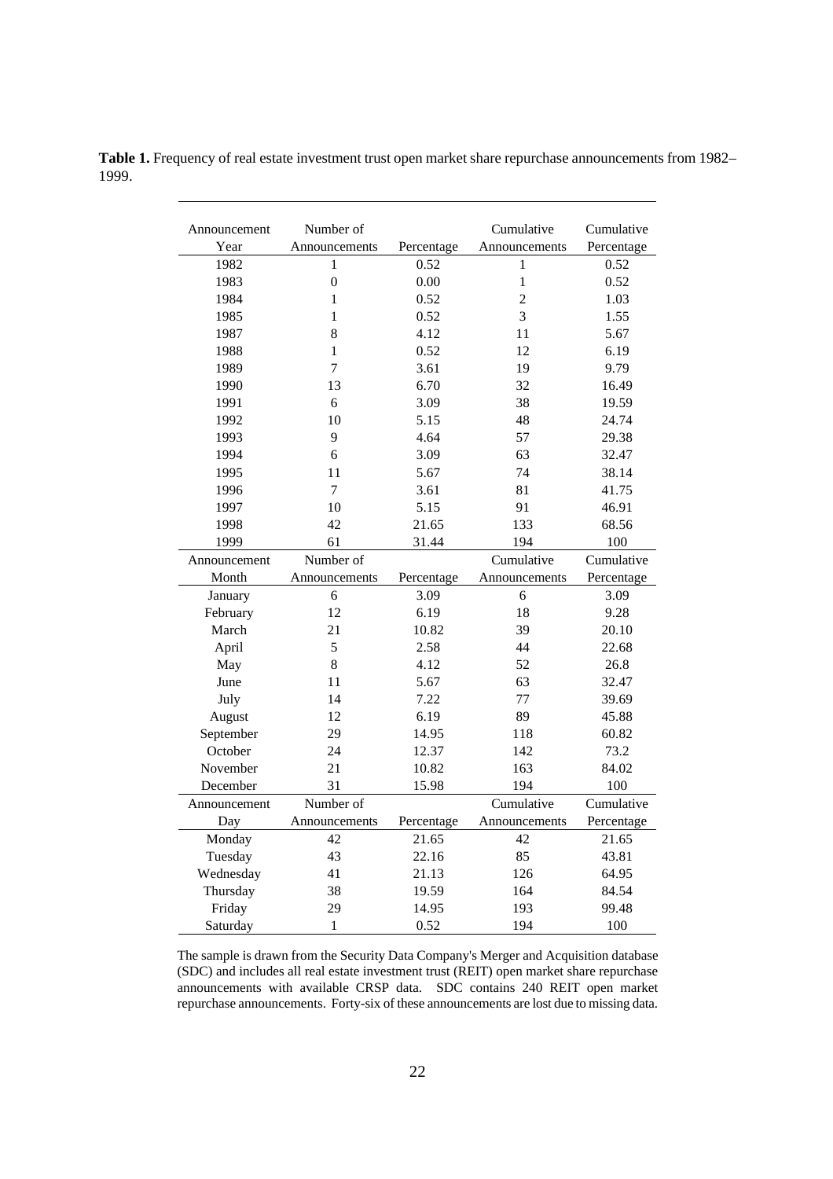**Table 1.** Frequency of real estate investment trust open market share repurchase announcements from 1982–1999.

| Announcement Year | Number of Announcements | Percentage | Cumulative Announcements | Cumulative Percentage |
|---|---|---|---|---|
| 1982 | 1 | 0.52 | 1 | 0.52 |
| 1983 | 0 | 0.00 | 1 | 0.52 |
| 1984 | 1 | 0.52 | 2 | 1.03 |
| 1985 | 1 | 0.52 | 3 | 1.55 |
| 1987 | 8 | 4.12 | 11 | 5.67 |
| 1988 | 1 | 0.52 | 12 | 6.19 |
| 1989 | 7 | 3.61 | 19 | 9.79 |
| 1990 | 13 | 6.70 | 32 | 16.49 |
| 1991 | 6 | 3.09 | 38 | 19.59 |
| 1992 | 10 | 5.15 | 48 | 24.74 |
| 1993 | 9 | 4.64 | 57 | 29.38 |
| 1994 | 6 | 3.09 | 63 | 32.47 |
| 1995 | 11 | 5.67 | 74 | 38.14 |
| 1996 | 7 | 3.61 | 81 | 41.75 |
| 1997 | 10 | 5.15 | 91 | 46.91 |
| 1998 | 42 | 21.65 | 133 | 68.56 |
| 1999 | 61 | 31.44 | 194 | 100 |
| **Announcement Month** | **Number of Announcements** | **Percentage** | **Cumulative Announcements** | **Cumulative Percentage** |
| January | 6 | 3.09 | 6 | 3.09 |
| February | 12 | 6.19 | 18 | 9.28 |
| March | 21 | 10.82 | 39 | 20.10 |
| April | 5 | 2.58 | 44 | 22.68 |
| May | 8 | 4.12 | 52 | 26.8 |
| June | 11 | 5.67 | 63 | 32.47 |
| July | 14 | 7.22 | 77 | 39.69 |
| August | 12 | 6.19 | 89 | 45.88 |
| September | 29 | 14.95 | 118 | 60.82 |
| October | 24 | 12.37 | 142 | 73.2 |
| November | 21 | 10.82 | 163 | 84.02 |
| December | 31 | 15.98 | 194 | 100 |
| **Announcement Day** | **Number of Announcements** | **Percentage** | **Cumulative Announcements** | **Cumulative Percentage** |
| Monday | 42 | 21.65 | 42 | 21.65 |
| Tuesday | 43 | 22.16 | 85 | 43.81 |
| Wednesday | 41 | 21.13 | 126 | 64.95 |
| Thursday | 38 | 19.59 | 164 | 84.54 |
| Friday | 29 | 14.95 | 193 | 99.48 |
| Saturday | 1 | 0.52 | 194 | 100 |

The sample is drawn from the Security Data Company's Merger and Acquisition database (SDC) and includes all real estate investment trust (REIT) open market share repurchase announcements with available CRSP data. SDC contains 240 REIT open market repurchase announcements. Forty-six of these announcements are lost due to missing data.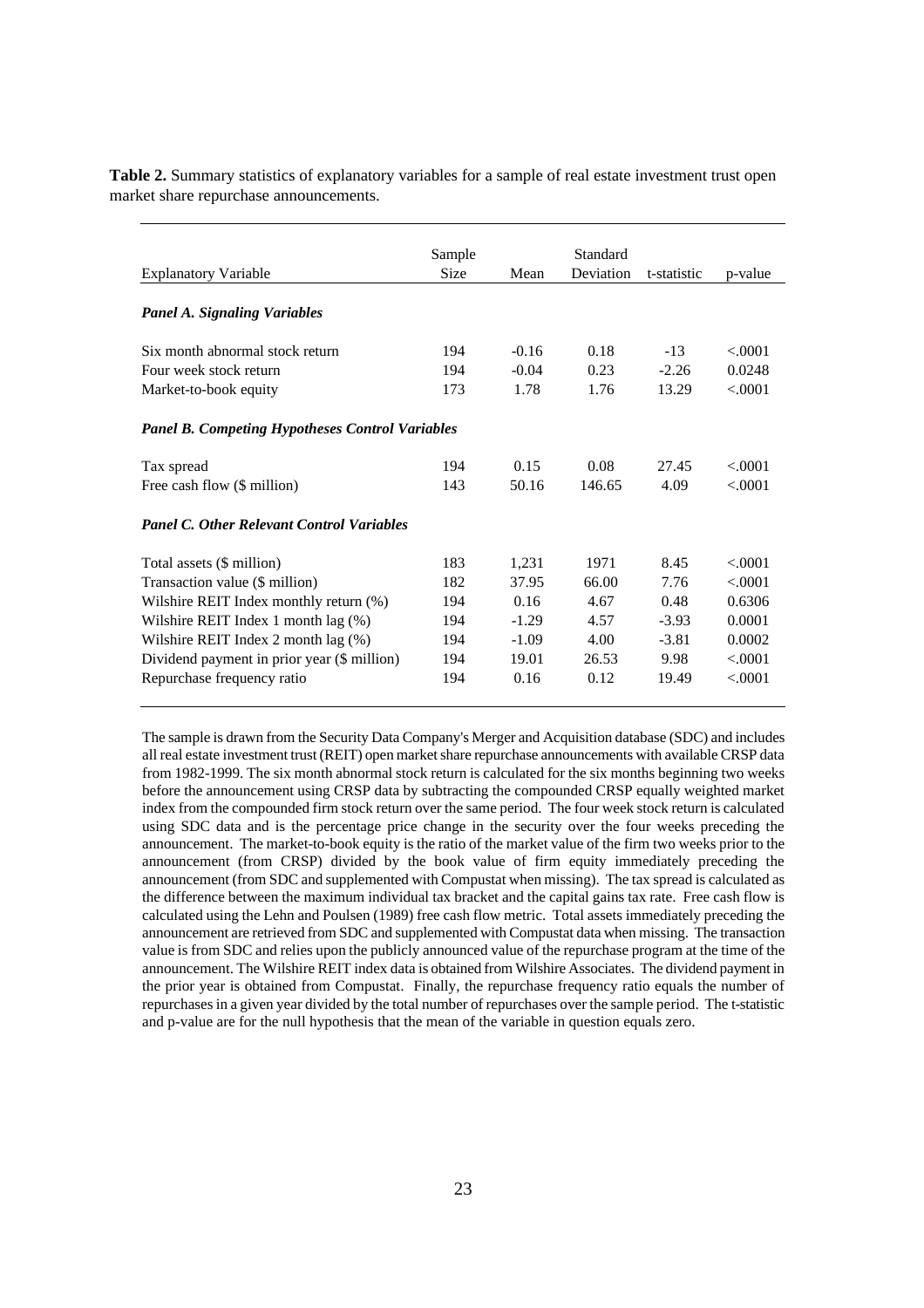**Table 2.** Summary statistics of explanatory variables for a sample of real estate investment trust open market share repurchase announcements.

| Explanatory Variable | Sample Size | Mean | Standard Deviation | t-statistic | p-value |
|---|---|---|---|---|---|
| ***Panel A. Signaling Variables*** | | | | | |
| Six month abnormal stock return | 194 | -0.16 | 0.18 | -13 | <.0001 |
| Four week stock return | 194 | -0.04 | 0.23 | -2.26 | 0.0248 |
| Market-to-book equity | 173 | 1.78 | 1.76 | 13.29 | <.0001 |
| ***Panel B. Competing Hypotheses Control Variables*** | | | | | |
| Tax spread | 194 | 0.15 | 0.08 | 27.45 | <.0001 |
| Free cash flow ($ million) | 143 | 50.16 | 146.65 | 4.09 | <.0001 |
| ***Panel C. Other Relevant Control Variables*** | | | | | |
| Total assets ($ million) | 183 | 1,231 | 1971 | 8.45 | <.0001 |
| Transaction value ($ million) | 182 | 37.95 | 66.00 | 7.76 | <.0001 |
| Wilshire REIT Index monthly return (%) | 194 | 0.16 | 4.67 | 0.48 | 0.6306 |
| Wilshire REIT Index 1 month lag (%) | 194 | -1.29 | 4.57 | -3.93 | 0.0001 |
| Wilshire REIT Index 2 month lag (%) | 194 | -1.09 | 4.00 | -3.81 | 0.0002 |
| Dividend payment in prior year ($ million) | 194 | 19.01 | 26.53 | 9.98 | <.0001 |
| Repurchase frequency ratio | 194 | 0.16 | 0.12 | 19.49 | <.0001 |

The sample is drawn from the Security Data Company's Merger and Acquisition database (SDC) and includes all real estate investment trust (REIT) open market share repurchase announcements with available CRSP data from 1982-1999. The six month abnormal stock return is calculated for the six months beginning two weeks before the announcement using CRSP data by subtracting the compounded CRSP equally weighted market index from the compounded firm stock return over the same period. The four week stock return is calculated using SDC data and is the percentage price change in the security over the four weeks preceding the announcement. The market-to-book equity is the ratio of the market value of the firm two weeks prior to the announcement (from CRSP) divided by the book value of firm equity immediately preceding the announcement (from SDC and supplemented with Compustat when missing). The tax spread is calculated as the difference between the maximum individual tax bracket and the capital gains tax rate. Free cash flow is calculated using the Lehn and Poulsen (1989) free cash flow metric. Total assets immediately preceding the announcement are retrieved from SDC and supplemented with Compustat data when missing. The transaction value is from SDC and relies upon the publicly announced value of the repurchase program at the time of the announcement. The Wilshire REIT index data is obtained from Wilshire Associates. The dividend payment in the prior year is obtained from Compustat. Finally, the repurchase frequency ratio equals the number of repurchases in a given year divided by the total number of repurchases over the sample period. The t-statistic and p-value are for the null hypothesis that the mean of the variable in question equals zero.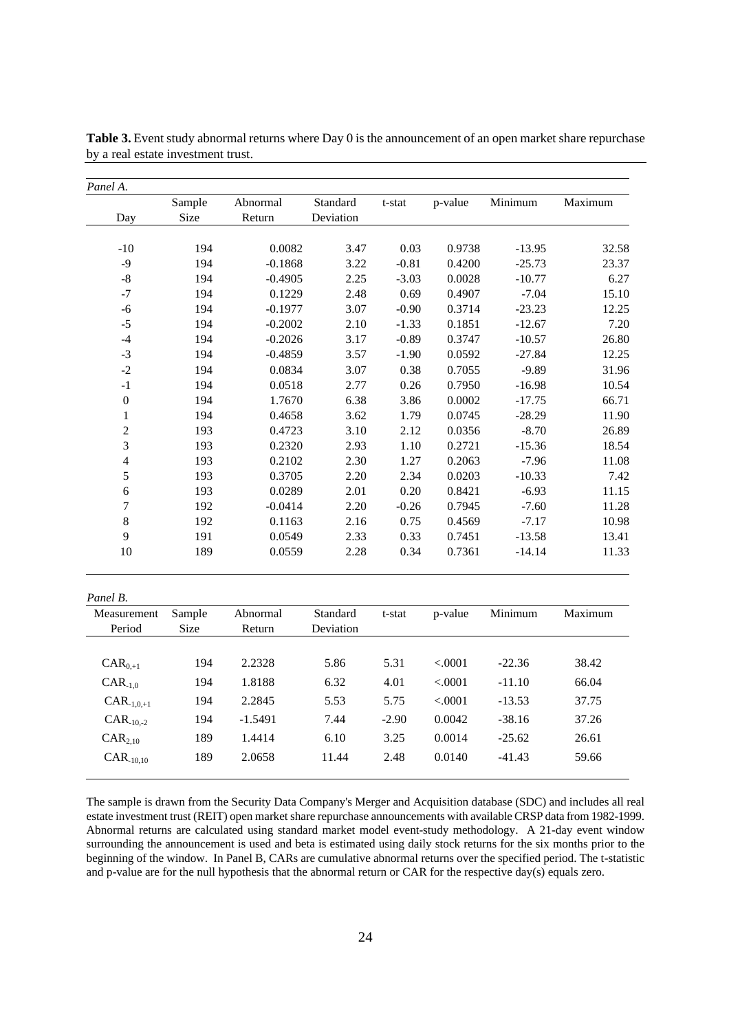**Table 3.** Event study abnormal returns where Day 0 is the announcement of an open market share repurchase by a real estate investment trust.

*Panel A.*

| Day | Sample Size | Abnormal Return | Standard Deviation | t-stat | p-value | Minimum | Maximum |
|---|---|---|---|---|---|---|---|
| -10 | 194 | 0.0082 | 3.47 | 0.03 | 0.9738 | -13.95 | 32.58 |
| -9 | 194 | -0.1868 | 3.22 | -0.81 | 0.4200 | -25.73 | 23.37 |
| -8 | 194 | -0.4905 | 2.25 | -3.03 | 0.0028 | -10.77 | 6.27 |
| -7 | 194 | 0.1229 | 2.48 | 0.69 | 0.4907 | -7.04 | 15.10 |
| -6 | 194 | -0.1977 | 3.07 | -0.90 | 0.3714 | -23.23 | 12.25 |
| -5 | 194 | -0.2002 | 2.10 | -1.33 | 0.1851 | -12.67 | 7.20 |
| -4 | 194 | -0.2026 | 3.17 | -0.89 | 0.3747 | -10.57 | 26.80 |
| -3 | 194 | -0.4859 | 3.57 | -1.90 | 0.0592 | -27.84 | 12.25 |
| -2 | 194 | 0.0834 | 3.07 | 0.38 | 0.7055 | -9.89 | 31.96 |
| -1 | 194 | 0.0518 | 2.77 | 0.26 | 0.7950 | -16.98 | 10.54 |
| 0 | 194 | 1.7670 | 6.38 | 3.86 | 0.0002 | -17.75 | 66.71 |
| 1 | 194 | 0.4658 | 3.62 | 1.79 | 0.0745 | -28.29 | 11.90 |
| 2 | 193 | 0.4723 | 3.10 | 2.12 | 0.0356 | -8.70 | 26.89 |
| 3 | 193 | 0.2320 | 2.93 | 1.10 | 0.2721 | -15.36 | 18.54 |
| 4 | 193 | 0.2102 | 2.30 | 1.27 | 0.2063 | -7.96 | 11.08 |
| 5 | 193 | 0.3705 | 2.20 | 2.34 | 0.0203 | -10.33 | 7.42 |
| 6 | 193 | 0.0289 | 2.01 | 0.20 | 0.8421 | -6.93 | 11.15 |
| 7 | 192 | -0.0414 | 2.20 | -0.26 | 0.7945 | -7.60 | 11.28 |
| 8 | 192 | 0.1163 | 2.16 | 0.75 | 0.4569 | -7.17 | 10.98 |
| 9 | 191 | 0.0549 | 2.33 | 0.33 | 0.7451 | -13.58 | 13.41 |
| 10 | 189 | 0.0559 | 2.28 | 0.34 | 0.7361 | -14.14 | 11.33 |

*Panel B.*

| Measurement Period | Sample Size | Abnormal Return | Standard Deviation | t-stat | p-value | Minimum | Maximum |
|---|---|---|---|---|---|---|---|
| $CAR_{0,+1}$ | 194 | 2.2328 | 5.86 | 5.31 | <.0001 | -22.36 | 38.42 |
| $CAR_{-1,0}$ | 194 | 1.8188 | 6.32 | 4.01 | <.0001 | -11.10 | 66.04 |
| $CAR_{-1,0,+1}$ | 194 | 2.2845 | 5.53 | 5.75 | <.0001 | -13.53 | 37.75 |
| $CAR_{-10,-2}$ | 194 | -1.5491 | 7.44 | -2.90 | 0.0042 | -38.16 | 37.26 |
| $CAR_{2,10}$ | 189 | 1.4414 | 6.10 | 3.25 | 0.0014 | -25.62 | 26.61 |
| $CAR_{-10,10}$ | 189 | 2.0658 | 11.44 | 2.48 | 0.0140 | -41.43 | 59.66 |

The sample is drawn from the Security Data Company's Merger and Acquisition database (SDC) and includes all real estate investment trust (REIT) open market share repurchase announcements with available CRSP data from 1982-1999. Abnormal returns are calculated using standard market model event-study methodology. A 21-day event window surrounding the announcement is used and beta is estimated using daily stock returns for the six months prior to the beginning of the window. In Panel B, CARs are cumulative abnormal returns over the specified period. The t-statistic and p-value are for the null hypothesis that the abnormal return or CAR for the respective day(s) equals zero.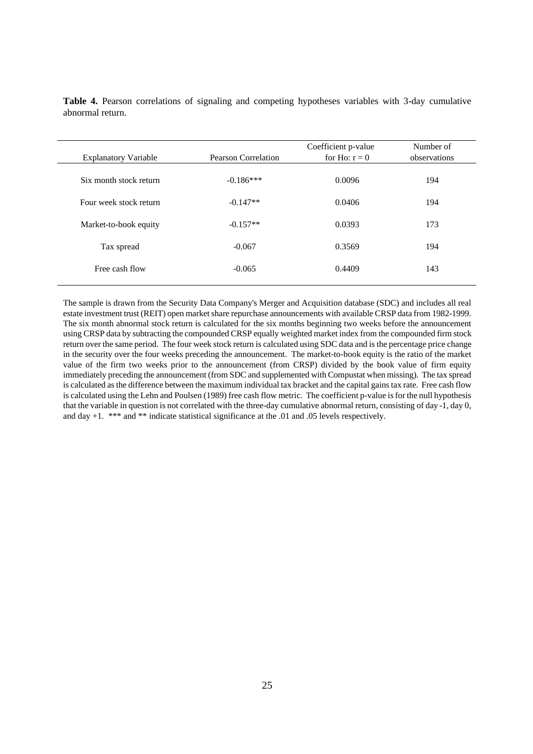**Table 4.** Pearson correlations of signaling and competing hypotheses variables with 3-day cumulative abnormal return.

| Explanatory Variable | Pearson Correlation | Coefficient p-value for Ho: r = 0 | Number of observations |
|---|---|---|---|
| Six month stock return | -0.186*** | 0.0096 | 194 |
| Four week stock return | -0.147** | 0.0406 | 194 |
| Market-to-book equity | -0.157** | 0.0393 | 173 |
| Tax spread | -0.067 | 0.3569 | 194 |
| Free cash flow | -0.065 | 0.4409 | 143 |

The sample is drawn from the Security Data Company's Merger and Acquisition database (SDC) and includes all real estate investment trust (REIT) open market share repurchase announcements with available CRSP data from 1982-1999. The six month abnormal stock return is calculated for the six months beginning two weeks before the announcement using CRSP data by subtracting the compounded CRSP equally weighted market index from the compounded firm stock return over the same period. The four week stock return is calculated using SDC data and is the percentage price change in the security over the four weeks preceding the announcement. The market-to-book equity is the ratio of the market value of the firm two weeks prior to the announcement (from CRSP) divided by the book value of firm equity immediately preceding the announcement (from SDC and supplemented with Compustat when missing). The tax spread is calculated as the difference between the maximum individual tax bracket and the capital gains tax rate. Free cash flow is calculated using the Lehn and Poulsen (1989) free cash flow metric. The coefficient p-value is for the null hypothesis that the variable in question is not correlated with the three-day cumulative abnormal return, consisting of day -1, day 0, and day +1. *** and ** indicate statistical significance at the .01 and .05 levels respectively.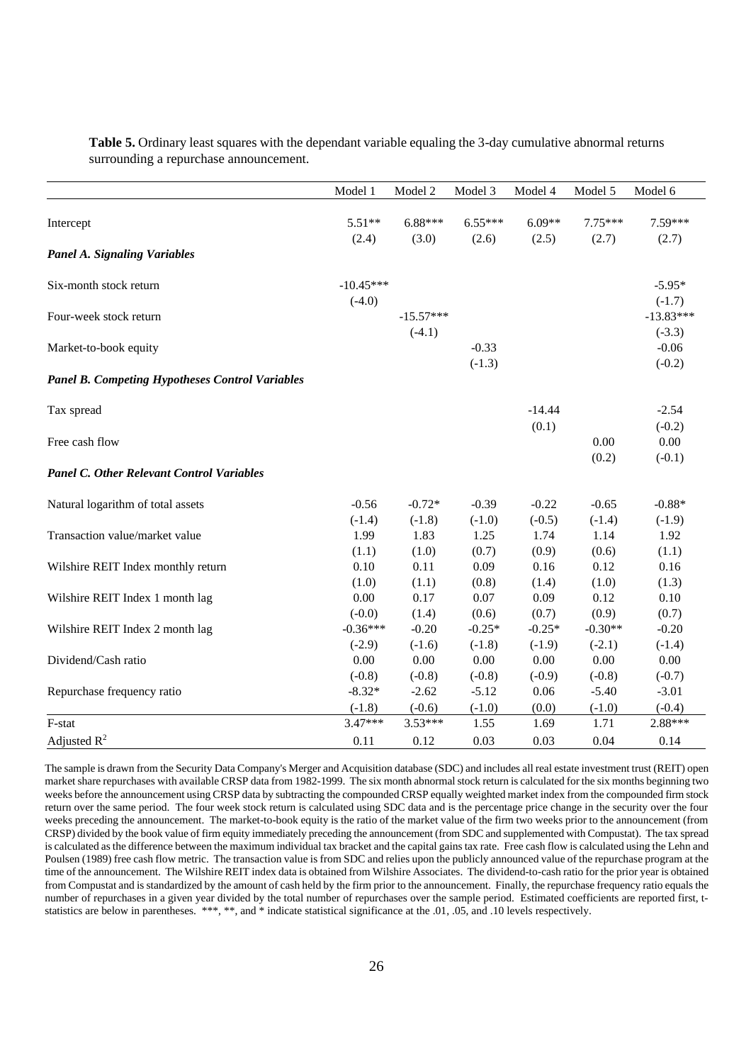**Table 5.** Ordinary least squares with the dependant variable equaling the 3-day cumulative abnormal returns surrounding a repurchase announcement.

| | Model 1 | Model 2 | Model 3 | Model 4 | Model 5 | Model 6 |
|---|---|---|---|---|---|---|
| Intercept | 5.51** | 6.88*** | 6.55*** | 6.09** | 7.75*** | 7.59*** |
| | (2.4) | (3.0) | (2.6) | (2.5) | (2.7) | (2.7) |
| ***Panel A. Signaling Variables*** | | | | | | |
| Six-month stock return | -10.45*** | | | | | -5.95* |
| | (-4.0) | | | | | (-1.7) |
| Four-week stock return | | -15.57*** | | | | -13.83*** |
| | | (-4.1) | | | | (-3.3) |
| Market-to-book equity | | | -0.33 | | | -0.06 |
| | | | (-1.3) | | | (-0.2) |
| ***Panel B. Competing Hypotheses Control Variables*** | | | | | | |
| Tax spread | | | | -14.44 | | -2.54 |
| | | | | (0.1) | | (-0.2) |
| Free cash flow | | | | | 0.00 | 0.00 |
| | | | | | (0.2) | (-0.1) |
| ***Panel C. Other Relevant Control Variables*** | | | | | | |
| Natural logarithm of total assets | -0.56 | -0.72* | -0.39 | -0.22 | -0.65 | -0.88* |
| | (-1.4) | (-1.8) | (-1.0) | (-0.5) | (-1.4) | (-1.9) |
| Transaction value/market value | 1.99 | 1.83 | 1.25 | 1.74 | 1.14 | 1.92 |
| | (1.1) | (1.0) | (0.7) | (0.9) | (0.6) | (1.1) |
| Wilshire REIT Index monthly return | 0.10 | 0.11 | 0.09 | 0.16 | 0.12 | 0.16 |
| | (1.0) | (1.1) | (0.8) | (1.4) | (1.0) | (1.3) |
| Wilshire REIT Index 1 month lag | 0.00 | 0.17 | 0.07 | 0.09 | 0.12 | 0.10 |
| | (-0.0) | (1.4) | (0.6) | (0.7) | (0.9) | (0.7) |
| Wilshire REIT Index 2 month lag | -0.36*** | -0.20 | -0.25* | -0.25* | -0.30** | -0.20 |
| | (-2.9) | (-1.6) | (-1.8) | (-1.9) | (-2.1) | (-1.4) |
| Dividend/Cash ratio | 0.00 | 0.00 | 0.00 | 0.00 | 0.00 | 0.00 |
| | (-0.8) | (-0.8) | (-0.8) | (-0.9) | (-0.8) | (-0.7) |
| Repurchase frequency ratio | -8.32* | -2.62 | -5.12 | 0.06 | -5.40 | -3.01 |
| | (-1.8) | (-0.6) | (-1.0) | (0.0) | (-1.0) | (-0.4) |
| F-stat | 3.47*** | 3.53*** | 1.55 | 1.69 | 1.71 | 2.88*** |
| Adjusted $R^2$ | 0.11 | 0.12 | 0.03 | 0.03 | 0.04 | 0.14 |

The sample is drawn from the Security Data Company's Merger and Acquisition database (SDC) and includes all real estate investment trust (REIT) open market share repurchases with available CRSP data from 1982-1999. The six month abnormal stock return is calculated for the six months beginning two weeks before the announcement using CRSP data by subtracting the compounded CRSP equally weighted market index from the compounded firm stock return over the same period. The four week stock return is calculated using SDC data and is the percentage price change in the security over the four weeks preceding the announcement. The market-to-book equity is the ratio of the market value of the firm two weeks prior to the announcement (from CRSP) divided by the book value of firm equity immediately preceding the announcement (from SDC and supplemented with Compustat). The tax spread is calculated as the difference between the maximum individual tax bracket and the capital gains tax rate. Free cash flow is calculated using the Lehn and Poulsen (1989) free cash flow metric. The transaction value is from SDC and relies upon the publicly announced value of the repurchase program at the time of the announcement. The Wilshire REIT index data is obtained from Wilshire Associates. The dividend-to-cash ratio for the prior year is obtained from Compustat and is standardized by the amount of cash held by the firm prior to the announcement. Finally, the repurchase frequency ratio equals the number of repurchases in a given year divided by the total number of repurchases over the sample period. Estimated coefficients are reported first, t-statistics are below in parentheses. ***, **, and * indicate statistical significance at the .01, .05, and .10 levels respectively.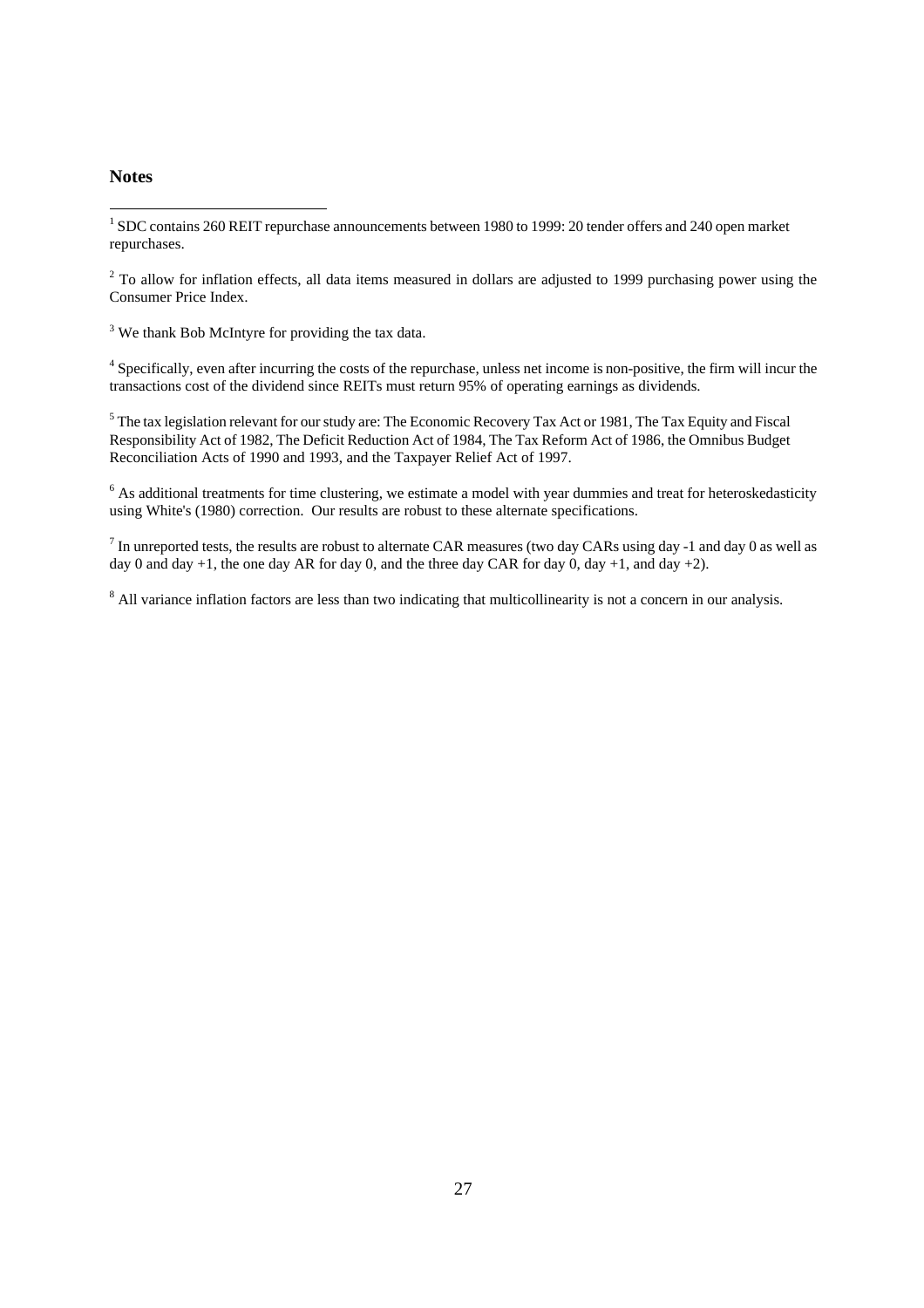**Notes**

[1] SDC contains 260 REIT repurchase announcements between 1980 to 1999: 20 tender offers and 240 open market repurchases.

[2] To allow for inflation effects, all data items measured in dollars are adjusted to 1999 purchasing power using the Consumer Price Index.

[3] We thank Bob McIntyre for providing the tax data.

[4] Specifically, even after incurring the costs of the repurchase, unless net income is non-positive, the firm will incur the transactions cost of the dividend since REITs must return 95% of operating earnings as dividends.

[5] The tax legislation relevant for our study are: The Economic Recovery Tax Act or 1981, The Tax Equity and Fiscal Responsibility Act of 1982, The Deficit Reduction Act of 1984, The Tax Reform Act of 1986, the Omnibus Budget Reconciliation Acts of 1990 and 1993, and the Taxpayer Relief Act of 1997.

[6] As additional treatments for time clustering, we estimate a model with year dummies and treat for heteroskedasticity using White's (1980) correction. Our results are robust to these alternate specifications.

[7] In unreported tests, the results are robust to alternate CAR measures (two day CARs using day -1 and day 0 as well as day 0 and day +1, the one day AR for day 0, and the three day CAR for day 0, day +1, and day +2).

[8] All variance inflation factors are less than two indicating that multicollinearity is not a concern in our analysis.